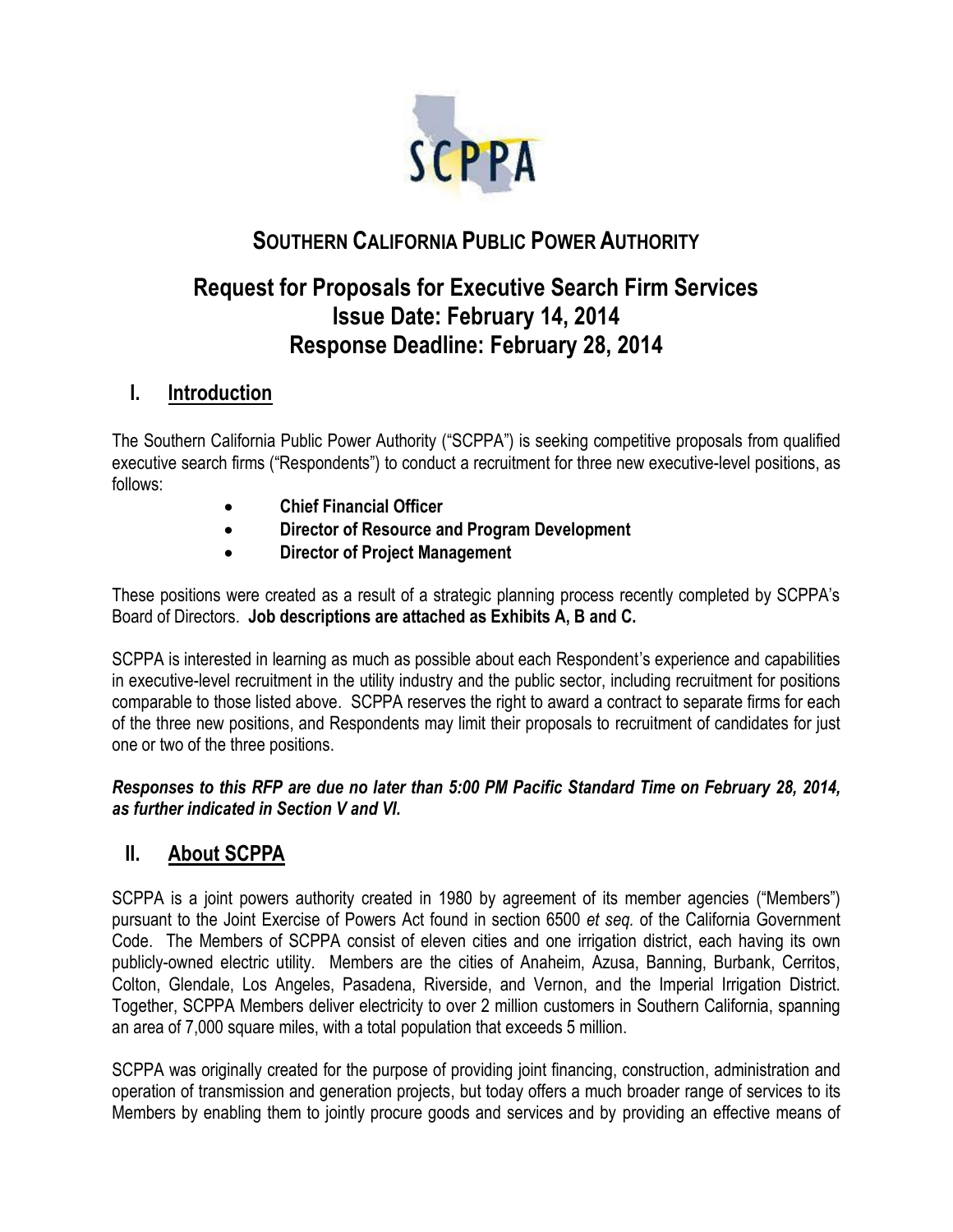# SOUTHERN CALIFORNIA PUBLIC POWER AUTHORITY

## Request for Proposals for Executive Search Firm Services
## Issue Date: February 14, 2014
## Response Deadline: February 28, 2014

## I. Introduction

The Southern California Public Power Authority ("SCPPA") is seeking competitive proposals from qualified executive search firms ("Respondents") to conduct a recruitment for three new executive-level positions, as follows:

- **Chief Financial Officer**
- **Director of Resource and Program Development**
- **Director of Project Management**

These positions were created as a result of a strategic planning process recently completed by SCPPA's Board of Directors. **Job descriptions are attached as Exhibits A, B and C.**

SCPPA is interested in learning as much as possible about each Respondent's experience and capabilities in executive-level recruitment in the utility industry and the public sector, including recruitment for positions comparable to those listed above. SCPPA reserves the right to award a contract to separate firms for each of the three new positions, and Respondents may limit their proposals to recruitment of candidates for just one or two of the three positions.

***Responses to this RFP are due no later than 5:00 PM Pacific Standard Time on February 28, 2014, as further indicated in Section V and VI.***

## II. About SCPPA

SCPPA is a joint powers authority created in 1980 by agreement of its member agencies ("Members") pursuant to the Joint Exercise of Powers Act found in section 6500 *et seq.* of the California Government Code. The Members of SCPPA consist of eleven cities and one irrigation district, each having its own publicly-owned electric utility. Members are the cities of Anaheim, Azusa, Banning, Burbank, Cerritos, Colton, Glendale, Los Angeles, Pasadena, Riverside, and Vernon, and the Imperial Irrigation District. Together, SCPPA Members deliver electricity to over 2 million customers in Southern California, spanning an area of 7,000 square miles, with a total population that exceeds 5 million.

SCPPA was originally created for the purpose of providing joint financing, construction, administration and operation of transmission and generation projects, but today offers a much broader range of services to its Members by enabling them to jointly procure goods and services and by providing an effective means of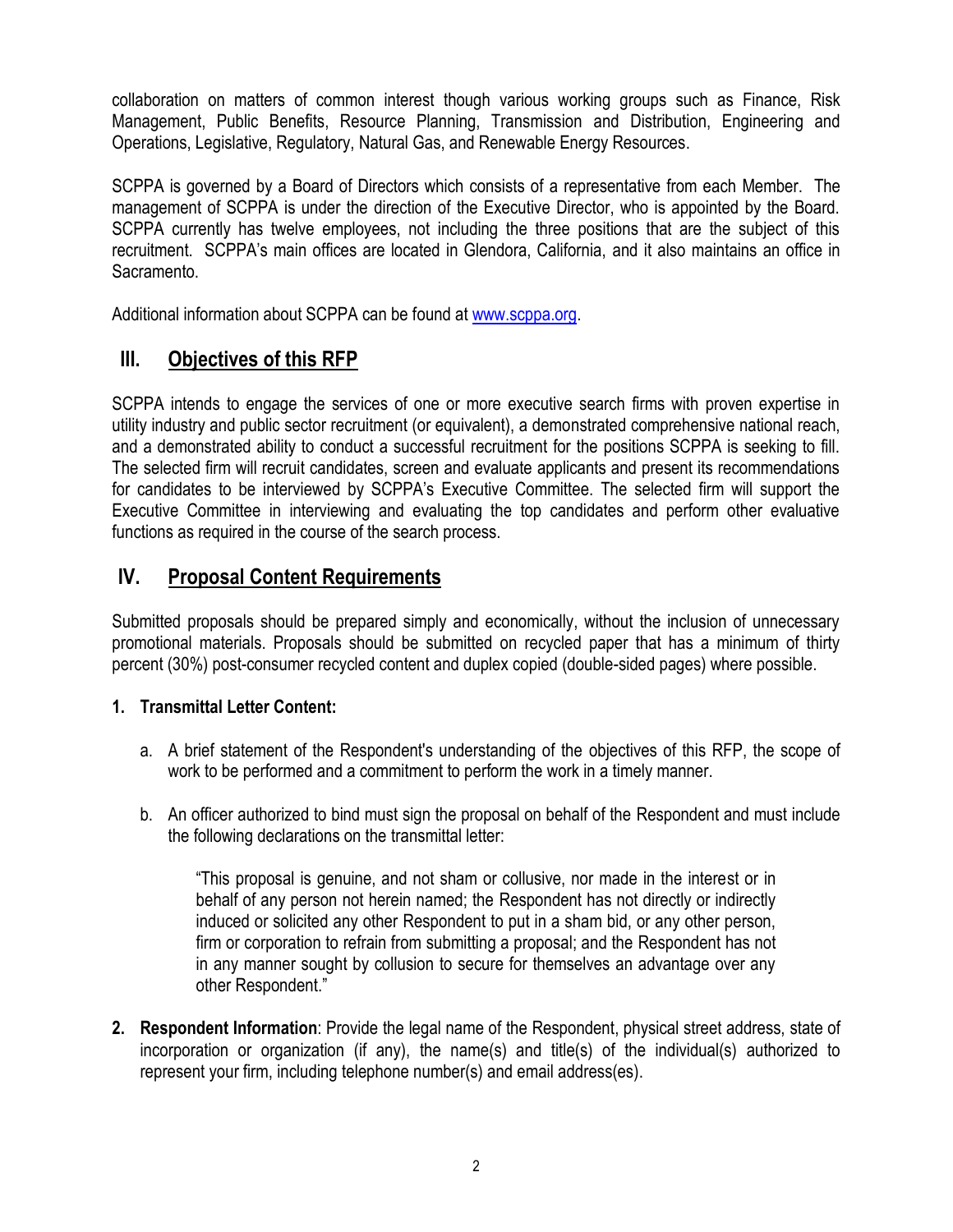collaboration on matters of common interest though various working groups such as Finance, Risk Management, Public Benefits, Resource Planning, Transmission and Distribution, Engineering and Operations, Legislative, Regulatory, Natural Gas, and Renewable Energy Resources.

SCPPA is governed by a Board of Directors which consists of a representative from each Member. The management of SCPPA is under the direction of the Executive Director, who is appointed by the Board. SCPPA currently has twelve employees, not including the three positions that are the subject of this recruitment. SCPPA's main offices are located in Glendora, California, and it also maintains an office in Sacramento.

Additional information about SCPPA can be found at www.scppa.org.

## III. Objectives of this RFP

SCPPA intends to engage the services of one or more executive search firms with proven expertise in utility industry and public sector recruitment (or equivalent), a demonstrated comprehensive national reach, and a demonstrated ability to conduct a successful recruitment for the positions SCPPA is seeking to fill. The selected firm will recruit candidates, screen and evaluate applicants and present its recommendations for candidates to be interviewed by SCPPA's Executive Committee. The selected firm will support the Executive Committee in interviewing and evaluating the top candidates and perform other evaluative functions as required in the course of the search process.

## IV. Proposal Content Requirements

Submitted proposals should be prepared simply and economically, without the inclusion of unnecessary promotional materials. Proposals should be submitted on recycled paper that has a minimum of thirty percent (30%) post-consumer recycled content and duplex copied (double-sided pages) where possible.

**1. Transmittal Letter Content:**

a. A brief statement of the Respondent's understanding of the objectives of this RFP, the scope of work to be performed and a commitment to perform the work in a timely manner.

b. An officer authorized to bind must sign the proposal on behalf of the Respondent and must include the following declarations on the transmittal letter:

> "This proposal is genuine, and not sham or collusive, nor made in the interest or in behalf of any person not herein named; the Respondent has not directly or indirectly induced or solicited any other Respondent to put in a sham bid, or any other person, firm or corporation to refrain from submitting a proposal; and the Respondent has not in any manner sought by collusion to secure for themselves an advantage over any other Respondent."

**2. Respondent Information**: Provide the legal name of the Respondent, physical street address, state of incorporation or organization (if any), the name(s) and title(s) of the individual(s) authorized to represent your firm, including telephone number(s) and email address(es).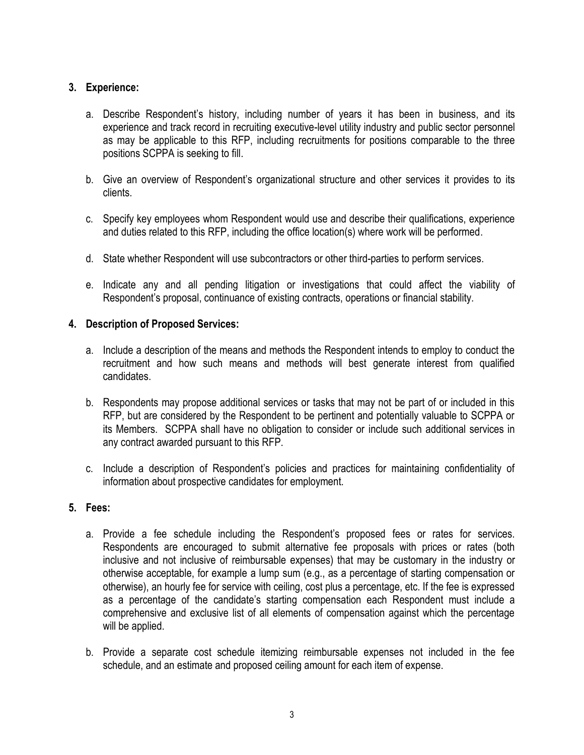**3. Experience:**

a. Describe Respondent's history, including number of years it has been in business, and its experience and track record in recruiting executive-level utility industry and public sector personnel as may be applicable to this RFP, including recruitments for positions comparable to the three positions SCPPA is seeking to fill.

b. Give an overview of Respondent's organizational structure and other services it provides to its clients.

c. Specify key employees whom Respondent would use and describe their qualifications, experience and duties related to this RFP, including the office location(s) where work will be performed.

d. State whether Respondent will use subcontractors or other third-parties to perform services.

e. Indicate any and all pending litigation or investigations that could affect the viability of Respondent's proposal, continuance of existing contracts, operations or financial stability.

**4. Description of Proposed Services:**

a. Include a description of the means and methods the Respondent intends to employ to conduct the recruitment and how such means and methods will best generate interest from qualified candidates.

b. Respondents may propose additional services or tasks that may not be part of or included in this RFP, but are considered by the Respondent to be pertinent and potentially valuable to SCPPA or its Members. SCPPA shall have no obligation to consider or include such additional services in any contract awarded pursuant to this RFP.

c. Include a description of Respondent's policies and practices for maintaining confidentiality of information about prospective candidates for employment.

**5. Fees:**

a. Provide a fee schedule including the Respondent's proposed fees or rates for services. Respondents are encouraged to submit alternative fee proposals with prices or rates (both inclusive and not inclusive of reimbursable expenses) that may be customary in the industry or otherwise acceptable, for example a lump sum (e.g., as a percentage of starting compensation or otherwise), an hourly fee for service with ceiling, cost plus a percentage, etc. If the fee is expressed as a percentage of the candidate's starting compensation each Respondent must include a comprehensive and exclusive list of all elements of compensation against which the percentage will be applied.

b. Provide a separate cost schedule itemizing reimbursable expenses not included in the fee schedule, and an estimate and proposed ceiling amount for each item of expense.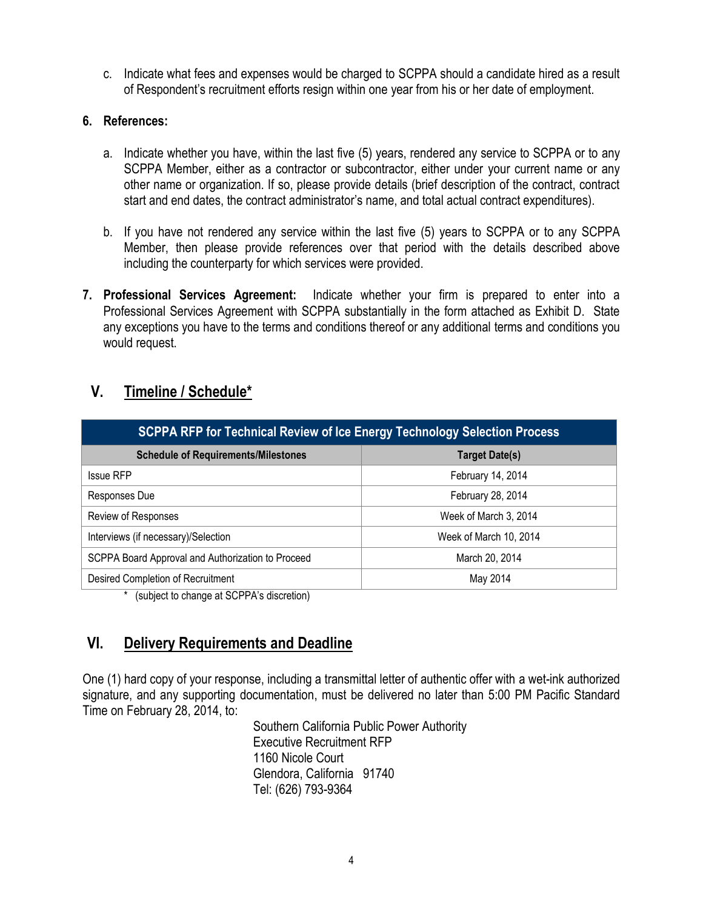c. Indicate what fees and expenses would be charged to SCPPA should a candidate hired as a result of Respondent's recruitment efforts resign within one year from his or her date of employment.

**6. References:**

a. Indicate whether you have, within the last five (5) years, rendered any service to SCPPA or to any SCPPA Member, either as a contractor or subcontractor, either under your current name or any other name or organization. If so, please provide details (brief description of the contract, contract start and end dates, the contract administrator's name, and total actual contract expenditures).

b. If you have not rendered any service within the last five (5) years to SCPPA or to any SCPPA Member, then please provide references over that period with the details described above including the counterparty for which services were provided.

**7. Professional Services Agreement:** Indicate whether your firm is prepared to enter into a Professional Services Agreement with SCPPA substantially in the form attached as Exhibit D. State any exceptions you have to the terms and conditions thereof or any additional terms and conditions you would request.

## V. Timeline / Schedule*

| SCPPA RFP for Technical Review of Ice Energy Technology Selection Process | |
|---|---|
| **Schedule of Requirements/Milestones** | **Target Date(s)** |
| Issue RFP | February 14, 2014 |
| Responses Due | February 28, 2014 |
| Review of Responses | Week of March 3, 2014 |
| Interviews (if necessary)/Selection | Week of March 10, 2014 |
| SCPPA Board Approval and Authorization to Proceed | March 20, 2014 |
| Desired Completion of Recruitment | May 2014 |

\* (subject to change at SCPPA's discretion)

## VI. Delivery Requirements and Deadline

One (1) hard copy of your response, including a transmittal letter of authentic offer with a wet-ink authorized signature, and any supporting documentation, must be delivered no later than 5:00 PM Pacific Standard Time on February 28, 2014, to:

Southern California Public Power Authority
Executive Recruitment RFP
1160 Nicole Court
Glendora, California 91740
Tel: (626) 793-9364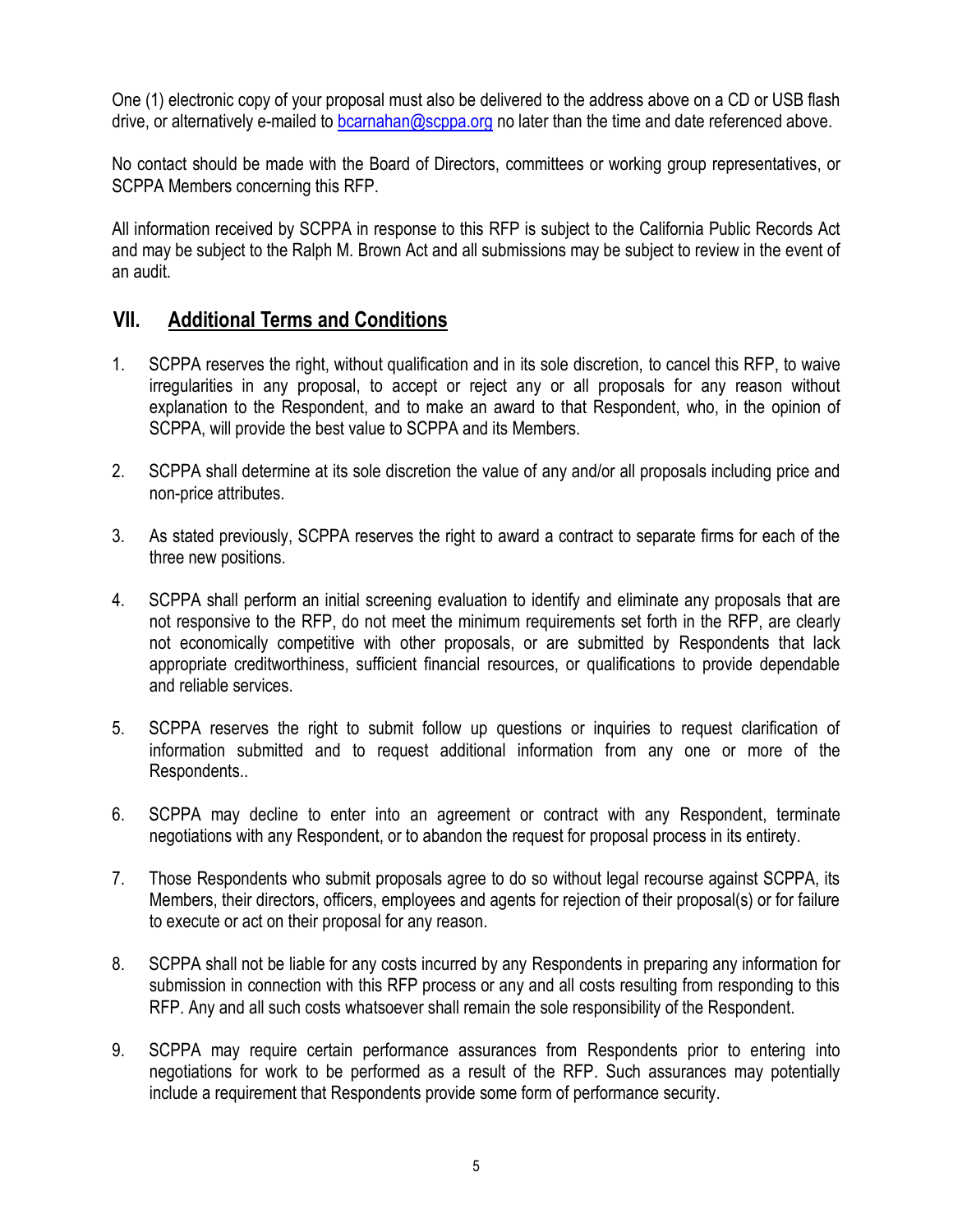One (1) electronic copy of your proposal must also be delivered to the address above on a CD or USB flash drive, or alternatively e-mailed to bcarnahan@scppa.org no later than the time and date referenced above.

No contact should be made with the Board of Directors, committees or working group representatives, or SCPPA Members concerning this RFP.

All information received by SCPPA in response to this RFP is subject to the California Public Records Act and may be subject to the Ralph M. Brown Act and all submissions may be subject to review in the event of an audit.

## VII. Additional Terms and Conditions

1. SCPPA reserves the right, without qualification and in its sole discretion, to cancel this RFP, to waive irregularities in any proposal, to accept or reject any or all proposals for any reason without explanation to the Respondent, and to make an award to that Respondent, who, in the opinion of SCPPA, will provide the best value to SCPPA and its Members.

2. SCPPA shall determine at its sole discretion the value of any and/or all proposals including price and non-price attributes.

3. As stated previously, SCPPA reserves the right to award a contract to separate firms for each of the three new positions.

4. SCPPA shall perform an initial screening evaluation to identify and eliminate any proposals that are not responsive to the RFP, do not meet the minimum requirements set forth in the RFP, are clearly not economically competitive with other proposals, or are submitted by Respondents that lack appropriate creditworthiness, sufficient financial resources, or qualifications to provide dependable and reliable services.

5. SCPPA reserves the right to submit follow up questions or inquiries to request clarification of information submitted and to request additional information from any one or more of the Respondents..

6. SCPPA may decline to enter into an agreement or contract with any Respondent, terminate negotiations with any Respondent, or to abandon the request for proposal process in its entirety.

7. Those Respondents who submit proposals agree to do so without legal recourse against SCPPA, its Members, their directors, officers, employees and agents for rejection of their proposal(s) or for failure to execute or act on their proposal for any reason.

8. SCPPA shall not be liable for any costs incurred by any Respondents in preparing any information for submission in connection with this RFP process or any and all costs resulting from responding to this RFP. Any and all such costs whatsoever shall remain the sole responsibility of the Respondent.

9. SCPPA may require certain performance assurances from Respondents prior to entering into negotiations for work to be performed as a result of the RFP. Such assurances may potentially include a requirement that Respondents provide some form of performance security.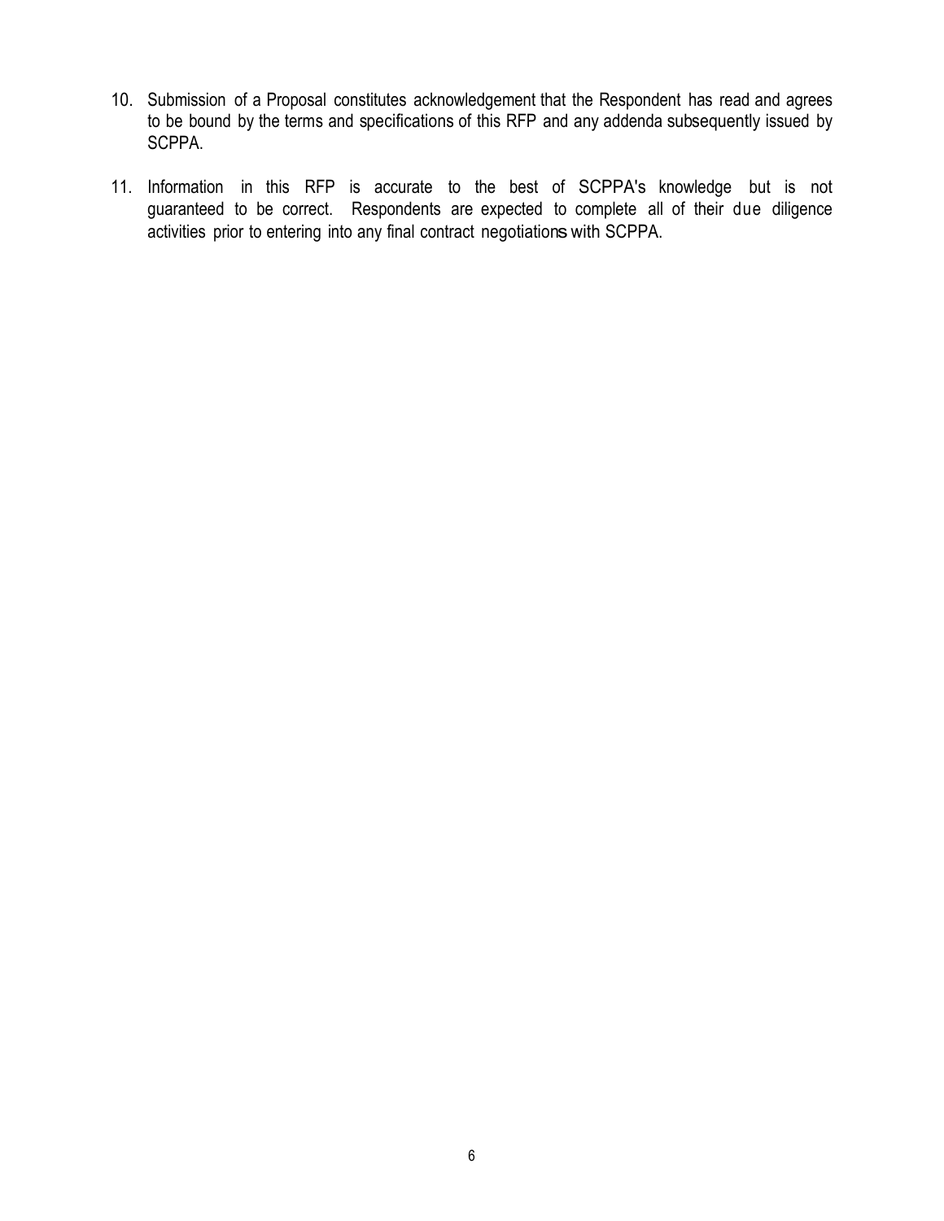10. Submission of a Proposal constitutes acknowledgement that the Respondent has read and agrees to be bound by the terms and specifications of this RFP and any addenda subsequently issued by SCPPA.

11. Information in this RFP is accurate to the best of SCPPA's knowledge but is not guaranteed to be correct. Respondents are expected to complete all of their due diligence activities prior to entering into any final contract negotiations with SCPPA.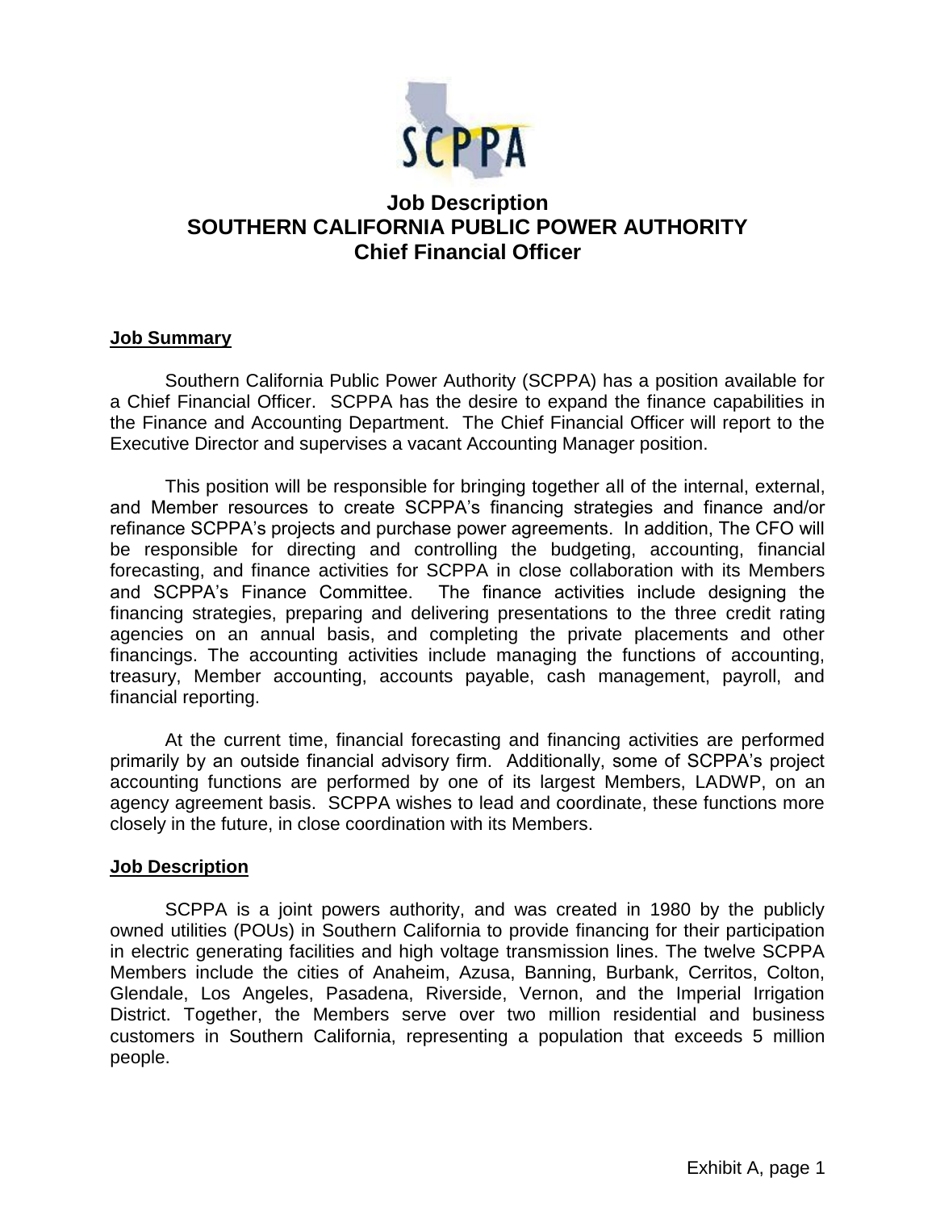# Job Description
# SOUTHERN CALIFORNIA PUBLIC POWER AUTHORITY
# Chief Financial Officer

**Job Summary**

Southern California Public Power Authority (SCPPA) has a position available for a Chief Financial Officer. SCPPA has the desire to expand the finance capabilities in the Finance and Accounting Department. The Chief Financial Officer will report to the Executive Director and supervises a vacant Accounting Manager position.

This position will be responsible for bringing together all of the internal, external, and Member resources to create SCPPA's financing strategies and finance and/or refinance SCPPA's projects and purchase power agreements. In addition, The CFO will be responsible for directing and controlling the budgeting, accounting, financial forecasting, and finance activities for SCPPA in close collaboration with its Members and SCPPA's Finance Committee. The finance activities include designing the financing strategies, preparing and delivering presentations to the three credit rating agencies on an annual basis, and completing the private placements and other financings. The accounting activities include managing the functions of accounting, treasury, Member accounting, accounts payable, cash management, payroll, and financial reporting.

At the current time, financial forecasting and financing activities are performed primarily by an outside financial advisory firm. Additionally, some of SCPPA's project accounting functions are performed by one of its largest Members, LADWP, on an agency agreement basis. SCPPA wishes to lead and coordinate, these functions more closely in the future, in close coordination with its Members.

**Job Description**

SCPPA is a joint powers authority, and was created in 1980 by the publicly owned utilities (POUs) in Southern California to provide financing for their participation in electric generating facilities and high voltage transmission lines. The twelve SCPPA Members include the cities of Anaheim, Azusa, Banning, Burbank, Cerritos, Colton, Glendale, Los Angeles, Pasadena, Riverside, Vernon, and the Imperial Irrigation District. Together, the Members serve over two million residential and business customers in Southern California, representing a population that exceeds 5 million people.

Exhibit A, page 1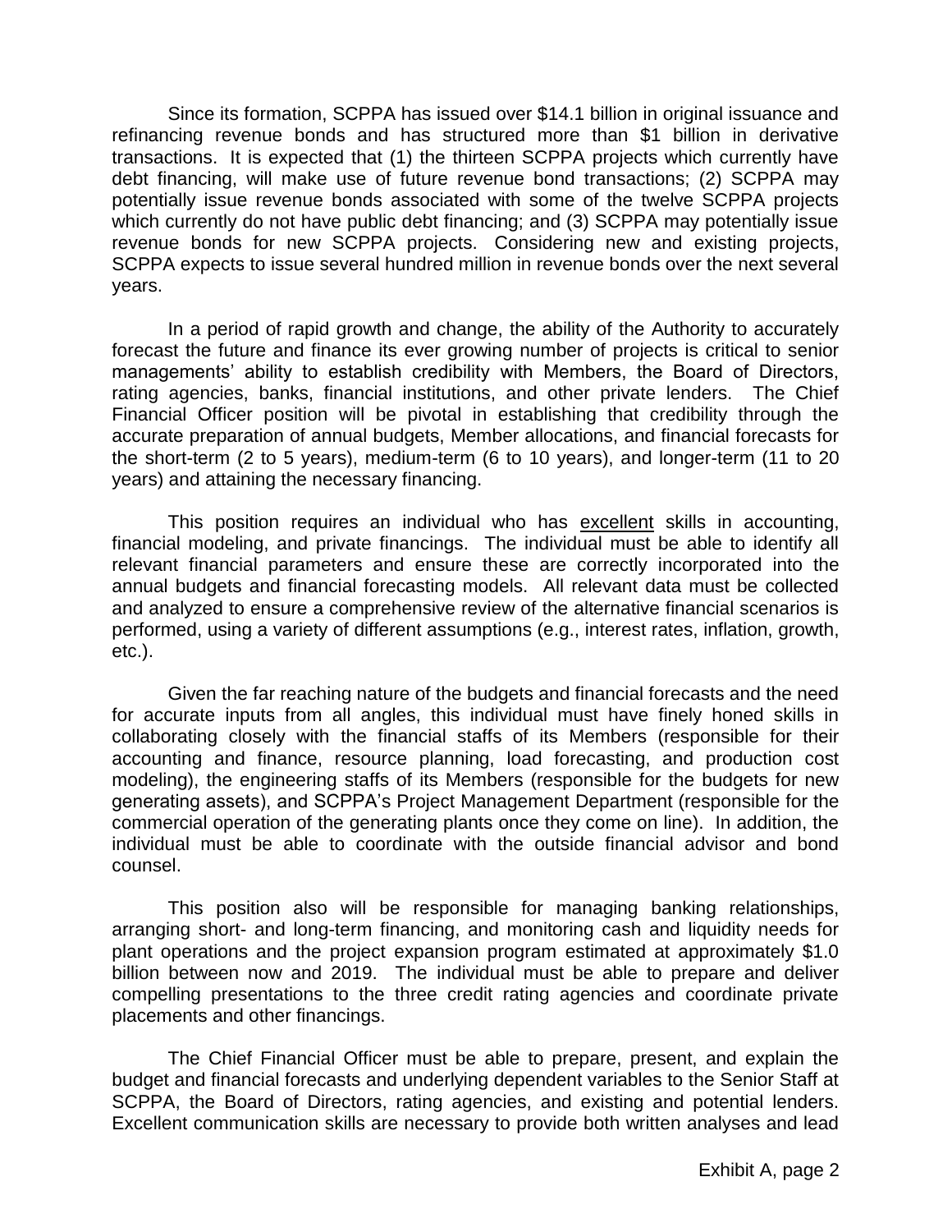Since its formation, SCPPA has issued over $14.1 billion in original issuance and refinancing revenue bonds and has structured more than $1 billion in derivative transactions. It is expected that (1) the thirteen SCPPA projects which currently have debt financing, will make use of future revenue bond transactions; (2) SCPPA may potentially issue revenue bonds associated with some of the twelve SCPPA projects which currently do not have public debt financing; and (3) SCPPA may potentially issue revenue bonds for new SCPPA projects. Considering new and existing projects, SCPPA expects to issue several hundred million in revenue bonds over the next several years.

In a period of rapid growth and change, the ability of the Authority to accurately forecast the future and finance its ever growing number of projects is critical to senior managements' ability to establish credibility with Members, the Board of Directors, rating agencies, banks, financial institutions, and other private lenders. The Chief Financial Officer position will be pivotal in establishing that credibility through the accurate preparation of annual budgets, Member allocations, and financial forecasts for the short-term (2 to 5 years), medium-term (6 to 10 years), and longer-term (11 to 20 years) and attaining the necessary financing.

This position requires an individual who has <u>excellent</u> skills in accounting, financial modeling, and private financings. The individual must be able to identify all relevant financial parameters and ensure these are correctly incorporated into the annual budgets and financial forecasting models. All relevant data must be collected and analyzed to ensure a comprehensive review of the alternative financial scenarios is performed, using a variety of different assumptions (e.g., interest rates, inflation, growth, etc.).

Given the far reaching nature of the budgets and financial forecasts and the need for accurate inputs from all angles, this individual must have finely honed skills in collaborating closely with the financial staffs of its Members (responsible for their accounting and finance, resource planning, load forecasting, and production cost modeling), the engineering staffs of its Members (responsible for the budgets for new generating assets), and SCPPA's Project Management Department (responsible for the commercial operation of the generating plants once they come on line). In addition, the individual must be able to coordinate with the outside financial advisor and bond counsel.

This position also will be responsible for managing banking relationships, arranging short- and long-term financing, and monitoring cash and liquidity needs for plant operations and the project expansion program estimated at approximately $1.0 billion between now and 2019. The individual must be able to prepare and deliver compelling presentations to the three credit rating agencies and coordinate private placements and other financings.

The Chief Financial Officer must be able to prepare, present, and explain the budget and financial forecasts and underlying dependent variables to the Senior Staff at SCPPA, the Board of Directors, rating agencies, and existing and potential lenders. Excellent communication skills are necessary to provide both written analyses and lead

Exhibit A, page 2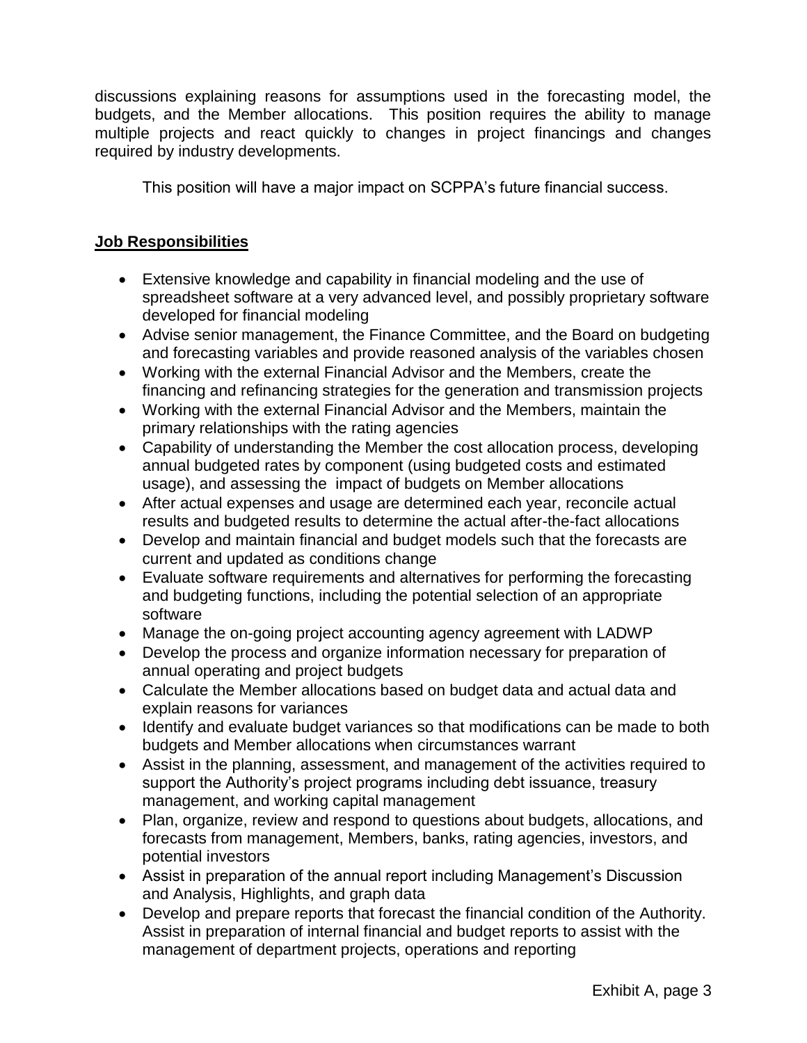discussions explaining reasons for assumptions used in the forecasting model, the budgets, and the Member allocations. This position requires the ability to manage multiple projects and react quickly to changes in project financings and changes required by industry developments.

This position will have a major impact on SCPPA's future financial success.

**Job Responsibilities**

- Extensive knowledge and capability in financial modeling and the use of spreadsheet software at a very advanced level, and possibly proprietary software developed for financial modeling
- Advise senior management, the Finance Committee, and the Board on budgeting and forecasting variables and provide reasoned analysis of the variables chosen
- Working with the external Financial Advisor and the Members, create the financing and refinancing strategies for the generation and transmission projects
- Working with the external Financial Advisor and the Members, maintain the primary relationships with the rating agencies
- Capability of understanding the Member the cost allocation process, developing annual budgeted rates by component (using budgeted costs and estimated usage), and assessing the impact of budgets on Member allocations
- After actual expenses and usage are determined each year, reconcile actual results and budgeted results to determine the actual after-the-fact allocations
- Develop and maintain financial and budget models such that the forecasts are current and updated as conditions change
- Evaluate software requirements and alternatives for performing the forecasting and budgeting functions, including the potential selection of an appropriate software
- Manage the on-going project accounting agency agreement with LADWP
- Develop the process and organize information necessary for preparation of annual operating and project budgets
- Calculate the Member allocations based on budget data and actual data and explain reasons for variances
- Identify and evaluate budget variances so that modifications can be made to both budgets and Member allocations when circumstances warrant
- Assist in the planning, assessment, and management of the activities required to support the Authority's project programs including debt issuance, treasury management, and working capital management
- Plan, organize, review and respond to questions about budgets, allocations, and forecasts from management, Members, banks, rating agencies, investors, and potential investors
- Assist in preparation of the annual report including Management's Discussion and Analysis, Highlights, and graph data
- Develop and prepare reports that forecast the financial condition of the Authority. Assist in preparation of internal financial and budget reports to assist with the management of department projects, operations and reporting

Exhibit A, page 3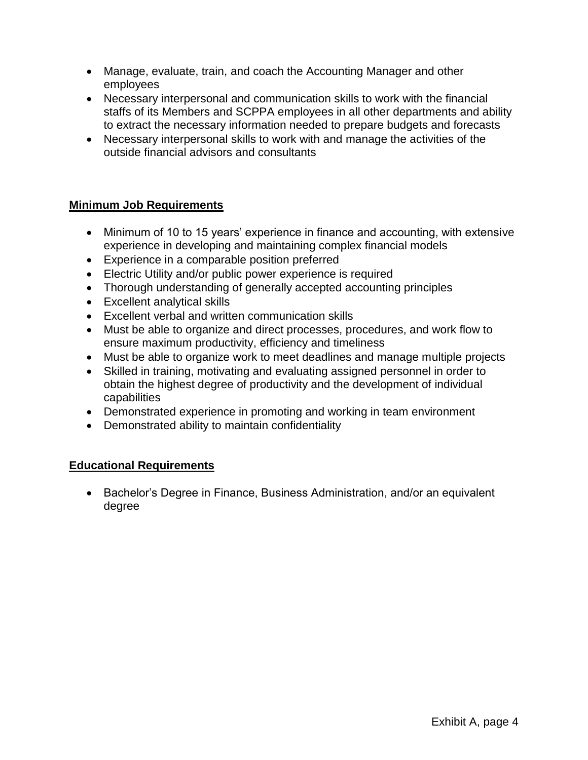- Manage, evaluate, train, and coach the Accounting Manager and other employees
- Necessary interpersonal and communication skills to work with the financial staffs of its Members and SCPPA employees in all other departments and ability to extract the necessary information needed to prepare budgets and forecasts
- Necessary interpersonal skills to work with and manage the activities of the outside financial advisors and consultants

## Minimum Job Requirements

- Minimum of 10 to 15 years' experience in finance and accounting, with extensive experience in developing and maintaining complex financial models
- Experience in a comparable position preferred
- Electric Utility and/or public power experience is required
- Thorough understanding of generally accepted accounting principles
- Excellent analytical skills
- Excellent verbal and written communication skills
- Must be able to organize and direct processes, procedures, and work flow to ensure maximum productivity, efficiency and timeliness
- Must be able to organize work to meet deadlines and manage multiple projects
- Skilled in training, motivating and evaluating assigned personnel in order to obtain the highest degree of productivity and the development of individual capabilities
- Demonstrated experience in promoting and working in team environment
- Demonstrated ability to maintain confidentiality

## Educational Requirements

- Bachelor's Degree in Finance, Business Administration, and/or an equivalent degree

Exhibit A, page 4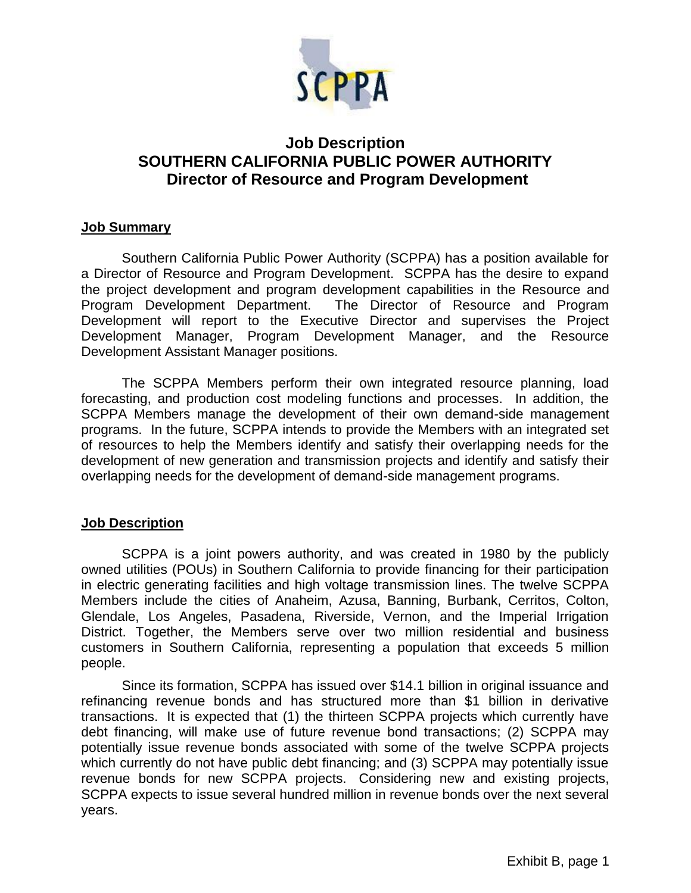# Job Description
# SOUTHERN CALIFORNIA PUBLIC POWER AUTHORITY
# Director of Resource and Program Development

## Job Summary

Southern California Public Power Authority (SCPPA) has a position available for a Director of Resource and Program Development. SCPPA has the desire to expand the project development and program development capabilities in the Resource and Program Development Department. The Director of Resource and Program Development will report to the Executive Director and supervises the Project Development Manager, Program Development Manager, and the Resource Development Assistant Manager positions.

The SCPPA Members perform their own integrated resource planning, load forecasting, and production cost modeling functions and processes. In addition, the SCPPA Members manage the development of their own demand-side management programs. In the future, SCPPA intends to provide the Members with an integrated set of resources to help the Members identify and satisfy their overlapping needs for the development of new generation and transmission projects and identify and satisfy their overlapping needs for the development of demand-side management programs.

## Job Description

SCPPA is a joint powers authority, and was created in 1980 by the publicly owned utilities (POUs) in Southern California to provide financing for their participation in electric generating facilities and high voltage transmission lines. The twelve SCPPA Members include the cities of Anaheim, Azusa, Banning, Burbank, Cerritos, Colton, Glendale, Los Angeles, Pasadena, Riverside, Vernon, and the Imperial Irrigation District. Together, the Members serve over two million residential and business customers in Southern California, representing a population that exceeds 5 million people.

Since its formation, SCPPA has issued over $14.1 billion in original issuance and refinancing revenue bonds and has structured more than $1 billion in derivative transactions. It is expected that (1) the thirteen SCPPA projects which currently have debt financing, will make use of future revenue bond transactions; (2) SCPPA may potentially issue revenue bonds associated with some of the twelve SCPPA projects which currently do not have public debt financing; and (3) SCPPA may potentially issue revenue bonds for new SCPPA projects. Considering new and existing projects, SCPPA expects to issue several hundred million in revenue bonds over the next several years.

Exhibit B, page 1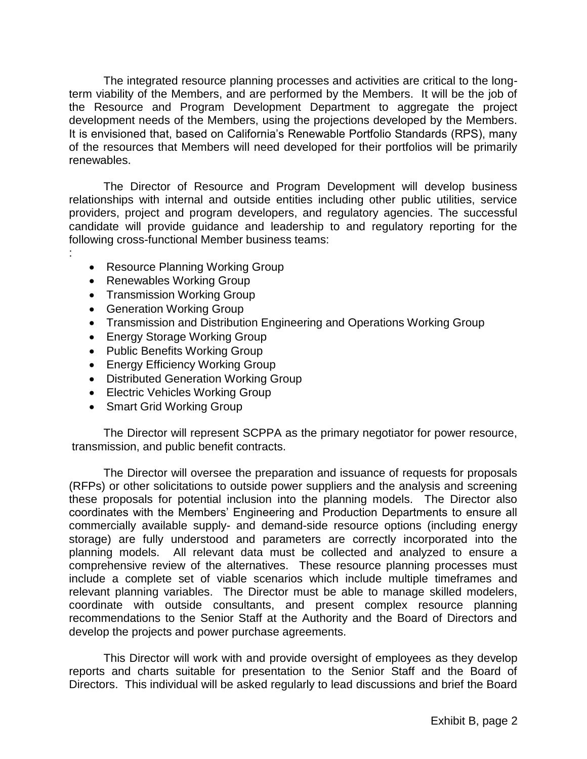The integrated resource planning processes and activities are critical to the long-term viability of the Members, and are performed by the Members. It will be the job of the Resource and Program Development Department to aggregate the project development needs of the Members, using the projections developed by the Members. It is envisioned that, based on California's Renewable Portfolio Standards (RPS), many of the resources that Members will need developed for their portfolios will be primarily renewables.

The Director of Resource and Program Development will develop business relationships with internal and outside entities including other public utilities, service providers, project and program developers, and regulatory agencies. The successful candidate will provide guidance and leadership to and regulatory reporting for the following cross-functional Member business teams:
:

- Resource Planning Working Group
- Renewables Working Group
- Transmission Working Group
- Generation Working Group
- Transmission and Distribution Engineering and Operations Working Group
- Energy Storage Working Group
- Public Benefits Working Group
- Energy Efficiency Working Group
- Distributed Generation Working Group
- Electric Vehicles Working Group
- Smart Grid Working Group

The Director will represent SCPPA as the primary negotiator for power resource, transmission, and public benefit contracts.

The Director will oversee the preparation and issuance of requests for proposals (RFPs) or other solicitations to outside power suppliers and the analysis and screening these proposals for potential inclusion into the planning models. The Director also coordinates with the Members' Engineering and Production Departments to ensure all commercially available supply- and demand-side resource options (including energy storage) are fully understood and parameters are correctly incorporated into the planning models. All relevant data must be collected and analyzed to ensure a comprehensive review of the alternatives. These resource planning processes must include a complete set of viable scenarios which include multiple timeframes and relevant planning variables. The Director must be able to manage skilled modelers, coordinate with outside consultants, and present complex resource planning recommendations to the Senior Staff at the Authority and the Board of Directors and develop the projects and power purchase agreements.

This Director will work with and provide oversight of employees as they develop reports and charts suitable for presentation to the Senior Staff and the Board of Directors. This individual will be asked regularly to lead discussions and brief the Board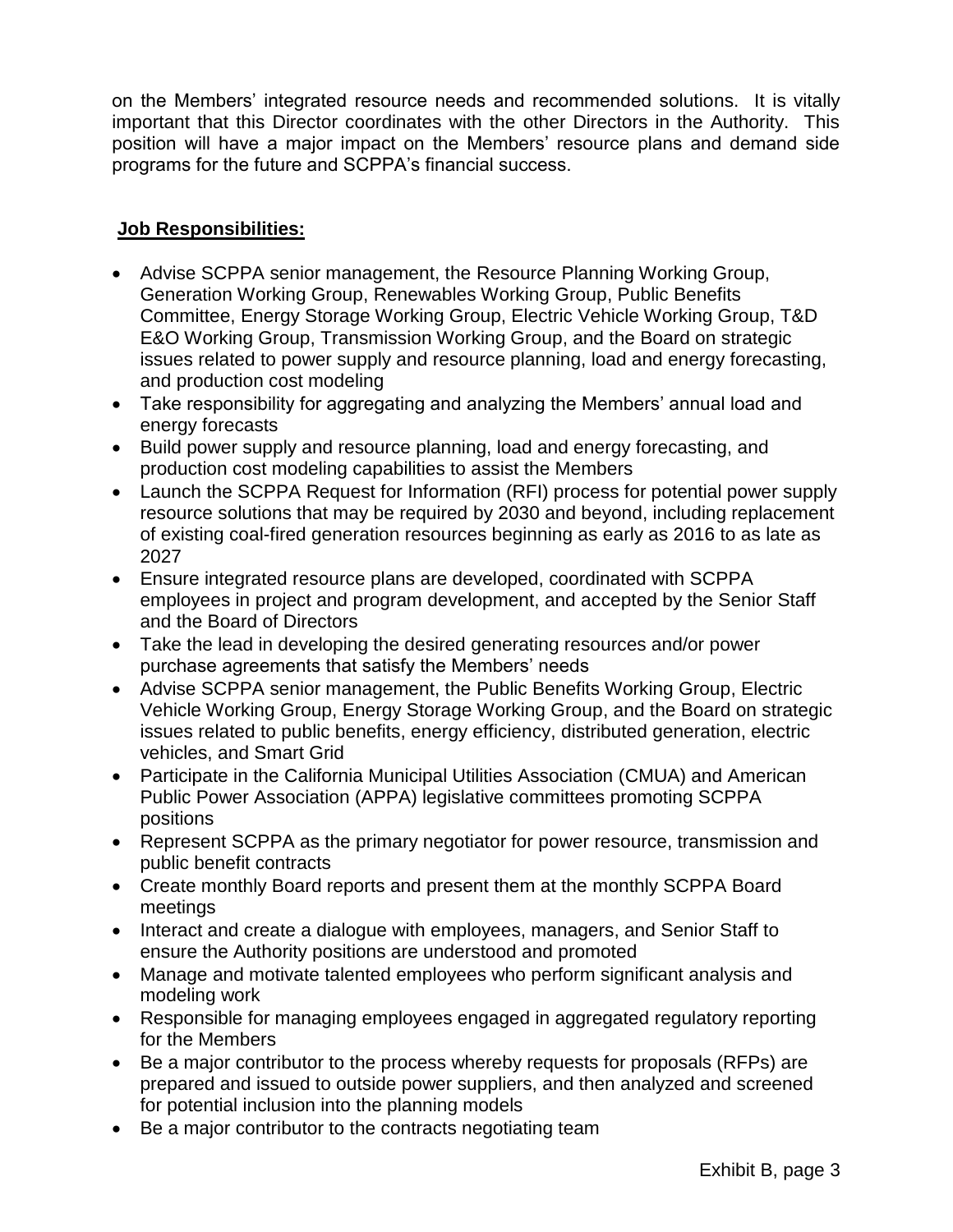on the Members' integrated resource needs and recommended solutions. It is vitally important that this Director coordinates with the other Directors in the Authority. This position will have a major impact on the Members' resource plans and demand side programs for the future and SCPPA's financial success.

**Job Responsibilities:**

- Advise SCPPA senior management, the Resource Planning Working Group, Generation Working Group, Renewables Working Group, Public Benefits Committee, Energy Storage Working Group, Electric Vehicle Working Group, T&D E&O Working Group, Transmission Working Group, and the Board on strategic issues related to power supply and resource planning, load and energy forecasting, and production cost modeling
- Take responsibility for aggregating and analyzing the Members' annual load and energy forecasts
- Build power supply and resource planning, load and energy forecasting, and production cost modeling capabilities to assist the Members
- Launch the SCPPA Request for Information (RFI) process for potential power supply resource solutions that may be required by 2030 and beyond, including replacement of existing coal-fired generation resources beginning as early as 2016 to as late as 2027
- Ensure integrated resource plans are developed, coordinated with SCPPA employees in project and program development, and accepted by the Senior Staff and the Board of Directors
- Take the lead in developing the desired generating resources and/or power purchase agreements that satisfy the Members' needs
- Advise SCPPA senior management, the Public Benefits Working Group, Electric Vehicle Working Group, Energy Storage Working Group, and the Board on strategic issues related to public benefits, energy efficiency, distributed generation, electric vehicles, and Smart Grid
- Participate in the California Municipal Utilities Association (CMUA) and American Public Power Association (APPA) legislative committees promoting SCPPA positions
- Represent SCPPA as the primary negotiator for power resource, transmission and public benefit contracts
- Create monthly Board reports and present them at the monthly SCPPA Board meetings
- Interact and create a dialogue with employees, managers, and Senior Staff to ensure the Authority positions are understood and promoted
- Manage and motivate talented employees who perform significant analysis and modeling work
- Responsible for managing employees engaged in aggregated regulatory reporting for the Members
- Be a major contributor to the process whereby requests for proposals (RFPs) are prepared and issued to outside power suppliers, and then analyzed and screened for potential inclusion into the planning models
- Be a major contributor to the contracts negotiating team

Exhibit B, page 3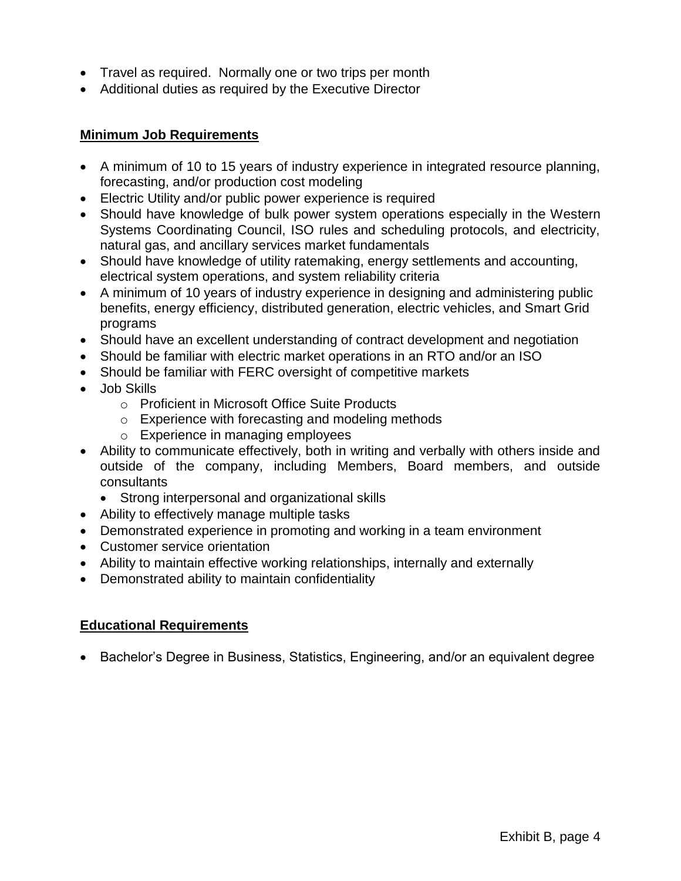- Travel as required. Normally one or two trips per month
- Additional duties as required by the Executive Director

## Minimum Job Requirements

- A minimum of 10 to 15 years of industry experience in integrated resource planning, forecasting, and/or production cost modeling
- Electric Utility and/or public power experience is required
- Should have knowledge of bulk power system operations especially in the Western Systems Coordinating Council, ISO rules and scheduling protocols, and electricity, natural gas, and ancillary services market fundamentals
- Should have knowledge of utility ratemaking, energy settlements and accounting, electrical system operations, and system reliability criteria
- A minimum of 10 years of industry experience in designing and administering public benefits, energy efficiency, distributed generation, electric vehicles, and Smart Grid programs
- Should have an excellent understanding of contract development and negotiation
- Should be familiar with electric market operations in an RTO and/or an ISO
- Should be familiar with FERC oversight of competitive markets
- Job Skills
  - Proficient in Microsoft Office Suite Products
  - Experience with forecasting and modeling methods
  - Experience in managing employees
- Ability to communicate effectively, both in writing and verbally with others inside and outside of the company, including Members, Board members, and outside consultants
  - Strong interpersonal and organizational skills
- Ability to effectively manage multiple tasks
- Demonstrated experience in promoting and working in a team environment
- Customer service orientation
- Ability to maintain effective working relationships, internally and externally
- Demonstrated ability to maintain confidentiality

## Educational Requirements

- Bachelor's Degree in Business, Statistics, Engineering, and/or an equivalent degree

Exhibit B, page 4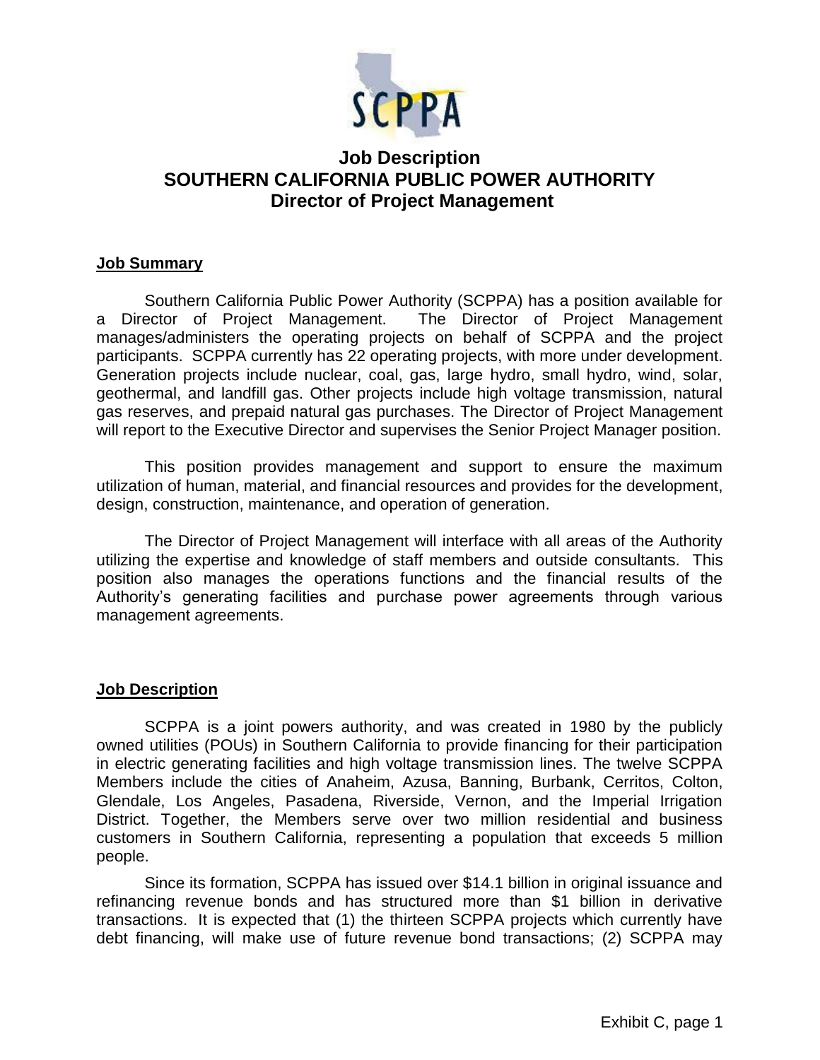# Job Description
# SOUTHERN CALIFORNIA PUBLIC POWER AUTHORITY
# Director of Project Management

## Job Summary

Southern California Public Power Authority (SCPPA) has a position available for a Director of Project Management. The Director of Project Management manages/administers the operating projects on behalf of SCPPA and the project participants. SCPPA currently has 22 operating projects, with more under development. Generation projects include nuclear, coal, gas, large hydro, small hydro, wind, solar, geothermal, and landfill gas. Other projects include high voltage transmission, natural gas reserves, and prepaid natural gas purchases. The Director of Project Management will report to the Executive Director and supervises the Senior Project Manager position.

This position provides management and support to ensure the maximum utilization of human, material, and financial resources and provides for the development, design, construction, maintenance, and operation of generation.

The Director of Project Management will interface with all areas of the Authority utilizing the expertise and knowledge of staff members and outside consultants. This position also manages the operations functions and the financial results of the Authority's generating facilities and purchase power agreements through various management agreements.

## Job Description

SCPPA is a joint powers authority, and was created in 1980 by the publicly owned utilities (POUs) in Southern California to provide financing for their participation in electric generating facilities and high voltage transmission lines. The twelve SCPPA Members include the cities of Anaheim, Azusa, Banning, Burbank, Cerritos, Colton, Glendale, Los Angeles, Pasadena, Riverside, Vernon, and the Imperial Irrigation District. Together, the Members serve over two million residential and business customers in Southern California, representing a population that exceeds 5 million people.

Since its formation, SCPPA has issued over $14.1 billion in original issuance and refinancing revenue bonds and has structured more than $1 billion in derivative transactions. It is expected that (1) the thirteen SCPPA projects which currently have debt financing, will make use of future revenue bond transactions; (2) SCPPA may

Exhibit C, page 1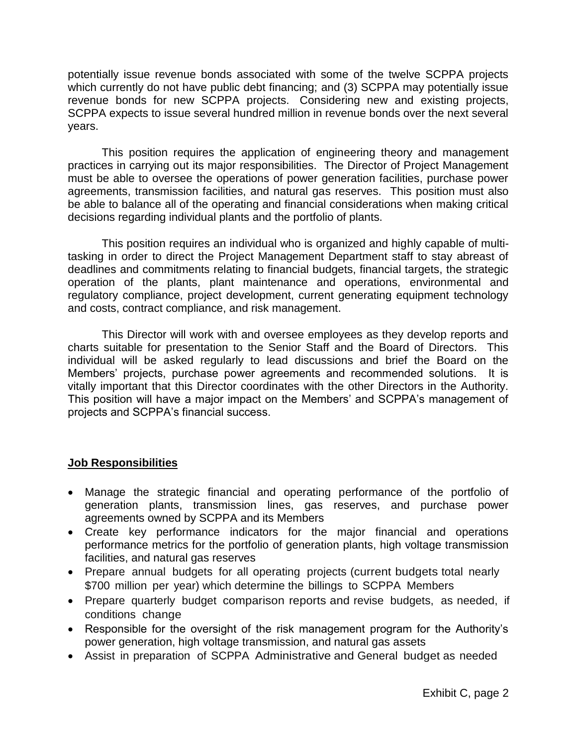potentially issue revenue bonds associated with some of the twelve SCPPA projects which currently do not have public debt financing; and (3) SCPPA may potentially issue revenue bonds for new SCPPA projects. Considering new and existing projects, SCPPA expects to issue several hundred million in revenue bonds over the next several years.

This position requires the application of engineering theory and management practices in carrying out its major responsibilities. The Director of Project Management must be able to oversee the operations of power generation facilities, purchase power agreements, transmission facilities, and natural gas reserves. This position must also be able to balance all of the operating and financial considerations when making critical decisions regarding individual plants and the portfolio of plants.

This position requires an individual who is organized and highly capable of multi-tasking in order to direct the Project Management Department staff to stay abreast of deadlines and commitments relating to financial budgets, financial targets, the strategic operation of the plants, plant maintenance and operations, environmental and regulatory compliance, project development, current generating equipment technology and costs, contract compliance, and risk management.

This Director will work with and oversee employees as they develop reports and charts suitable for presentation to the Senior Staff and the Board of Directors. This individual will be asked regularly to lead discussions and brief the Board on the Members' projects, purchase power agreements and recommended solutions. It is vitally important that this Director coordinates with the other Directors in the Authority. This position will have a major impact on the Members' and SCPPA's management of projects and SCPPA's financial success.

## Job Responsibilities

- Manage the strategic financial and operating performance of the portfolio of generation plants, transmission lines, gas reserves, and purchase power agreements owned by SCPPA and its Members
- Create key performance indicators for the major financial and operations performance metrics for the portfolio of generation plants, high voltage transmission facilities, and natural gas reserves
- Prepare annual budgets for all operating projects (current budgets total nearly $700 million per year) which determine the billings to SCPPA Members
- Prepare quarterly budget comparison reports and revise budgets, as needed, if conditions change
- Responsible for the oversight of the risk management program for the Authority's power generation, high voltage transmission, and natural gas assets
- Assist in preparation of SCPPA Administrative and General budget as needed

Exhibit C, page 2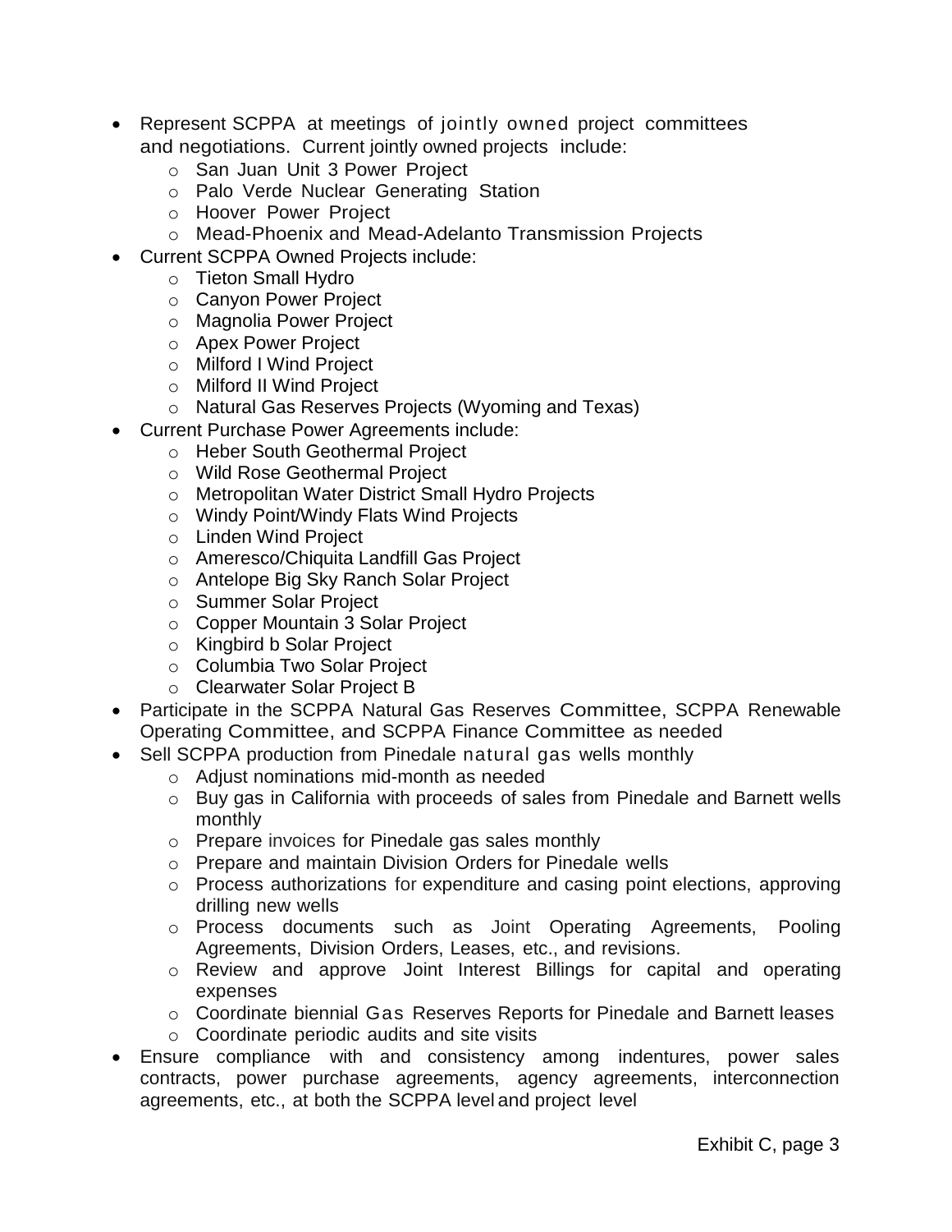- Represent SCPPA at meetings of jointly owned project committees and negotiations. Current jointly owned projects include:
  - San Juan Unit 3 Power Project
  - Palo Verde Nuclear Generating Station
  - Hoover Power Project
  - Mead-Phoenix and Mead-Adelanto Transmission Projects
- Current SCPPA Owned Projects include:
  - Tieton Small Hydro
  - Canyon Power Project
  - Magnolia Power Project
  - Apex Power Project
  - Milford I Wind Project
  - Milford II Wind Project
  - Natural Gas Reserves Projects (Wyoming and Texas)
- Current Purchase Power Agreements include:
  - Heber South Geothermal Project
  - Wild Rose Geothermal Project
  - Metropolitan Water District Small Hydro Projects
  - Windy Point/Windy Flats Wind Projects
  - Linden Wind Project
  - Ameresco/Chiquita Landfill Gas Project
  - Antelope Big Sky Ranch Solar Project
  - Summer Solar Project
  - Copper Mountain 3 Solar Project
  - Kingbird b Solar Project
  - Columbia Two Solar Project
  - Clearwater Solar Project B
- Participate in the SCPPA Natural Gas Reserves Committee, SCPPA Renewable Operating Committee, and SCPPA Finance Committee as needed
- Sell SCPPA production from Pinedale natural gas wells monthly
  - Adjust nominations mid-month as needed
  - Buy gas in California with proceeds of sales from Pinedale and Barnett wells monthly
  - Prepare invoices for Pinedale gas sales monthly
  - Prepare and maintain Division Orders for Pinedale wells
  - Process authorizations for expenditure and casing point elections, approving drilling new wells
  - Process documents such as Joint Operating Agreements, Pooling Agreements, Division Orders, Leases, etc., and revisions.
  - Review and approve Joint Interest Billings for capital and operating expenses
  - Coordinate biennial Gas Reserves Reports for Pinedale and Barnett leases
  - Coordinate periodic audits and site visits
- Ensure compliance with and consistency among indentures, power sales contracts, power purchase agreements, agency agreements, interconnection agreements, etc., at both the SCPPA level and project level

Exhibit C, page 3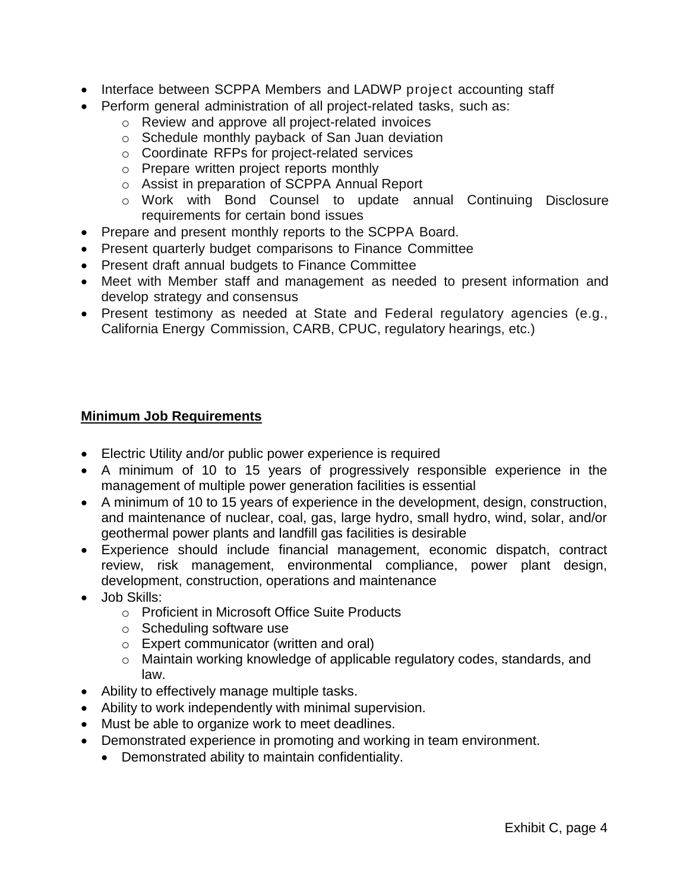- Interface between SCPPA Members and LADWP project accounting staff
- Perform general administration of all project-related tasks, such as:
  - Review and approve all project-related invoices
  - Schedule monthly payback of San Juan deviation
  - Coordinate RFPs for project-related services
  - Prepare written project reports monthly
  - Assist in preparation of SCPPA Annual Report
  - Work with Bond Counsel to update annual Continuing Disclosure requirements for certain bond issues
- Prepare and present monthly reports to the SCPPA Board.
- Present quarterly budget comparisons to Finance Committee
- Present draft annual budgets to Finance Committee
- Meet with Member staff and management as needed to present information and develop strategy and consensus
- Present testimony as needed at State and Federal regulatory agencies (e.g., California Energy Commission, CARB, CPUC, regulatory hearings, etc.)

**Minimum Job Requirements**

- Electric Utility and/or public power experience is required
- A minimum of 10 to 15 years of progressively responsible experience in the management of multiple power generation facilities is essential
- A minimum of 10 to 15 years of experience in the development, design, construction, and maintenance of nuclear, coal, gas, large hydro, small hydro, wind, solar, and/or geothermal power plants and landfill gas facilities is desirable
- Experience should include financial management, economic dispatch, contract review, risk management, environmental compliance, power plant design, development, construction, operations and maintenance
- Job Skills:
  - Proficient in Microsoft Office Suite Products
  - Scheduling software use
  - Expert communicator (written and oral)
  - Maintain working knowledge of applicable regulatory codes, standards, and law.
- Ability to effectively manage multiple tasks.
- Ability to work independently with minimal supervision.
- Must be able to organize work to meet deadlines.
- Demonstrated experience in promoting and working in team environment.
  - Demonstrated ability to maintain confidentiality.

Exhibit C, page 4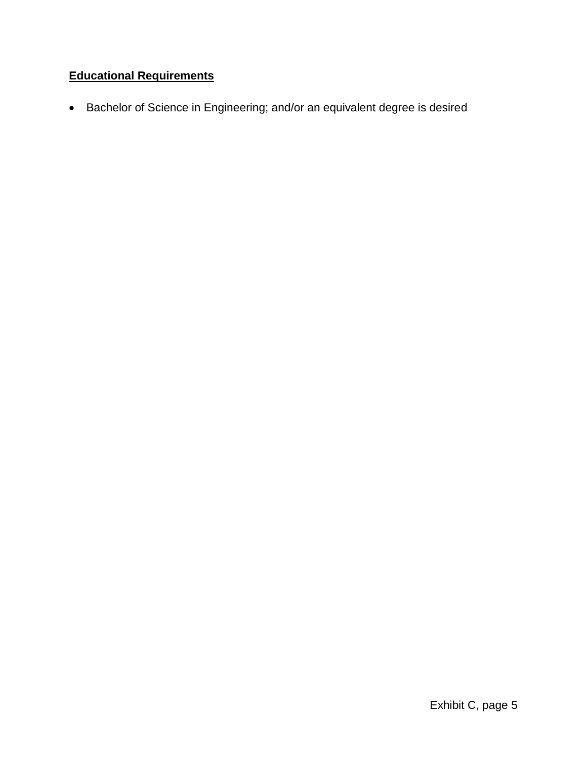**Educational Requirements**

- Bachelor of Science in Engineering; and/or an equivalent degree is desired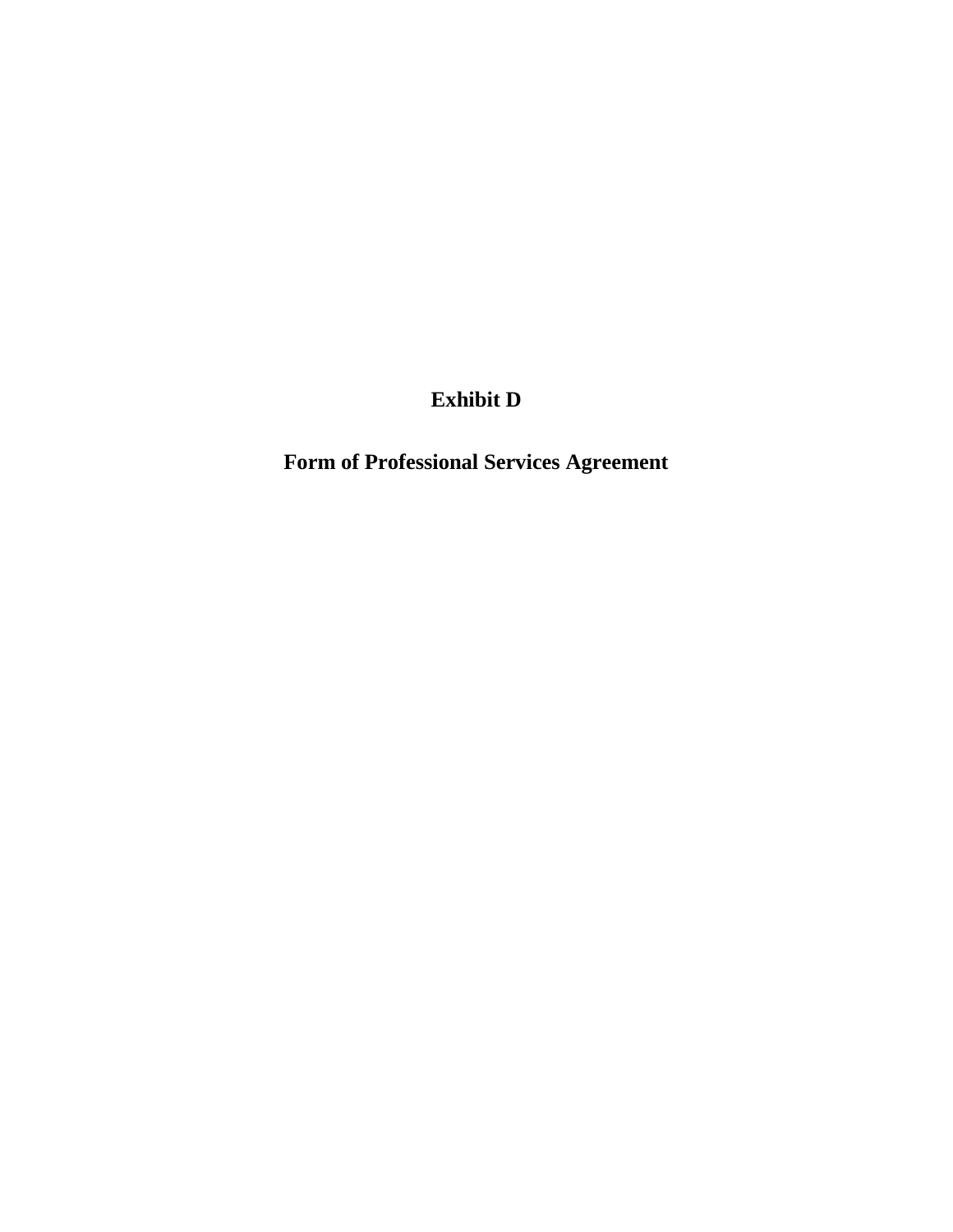# Exhibit D

## Form of Professional Services Agreement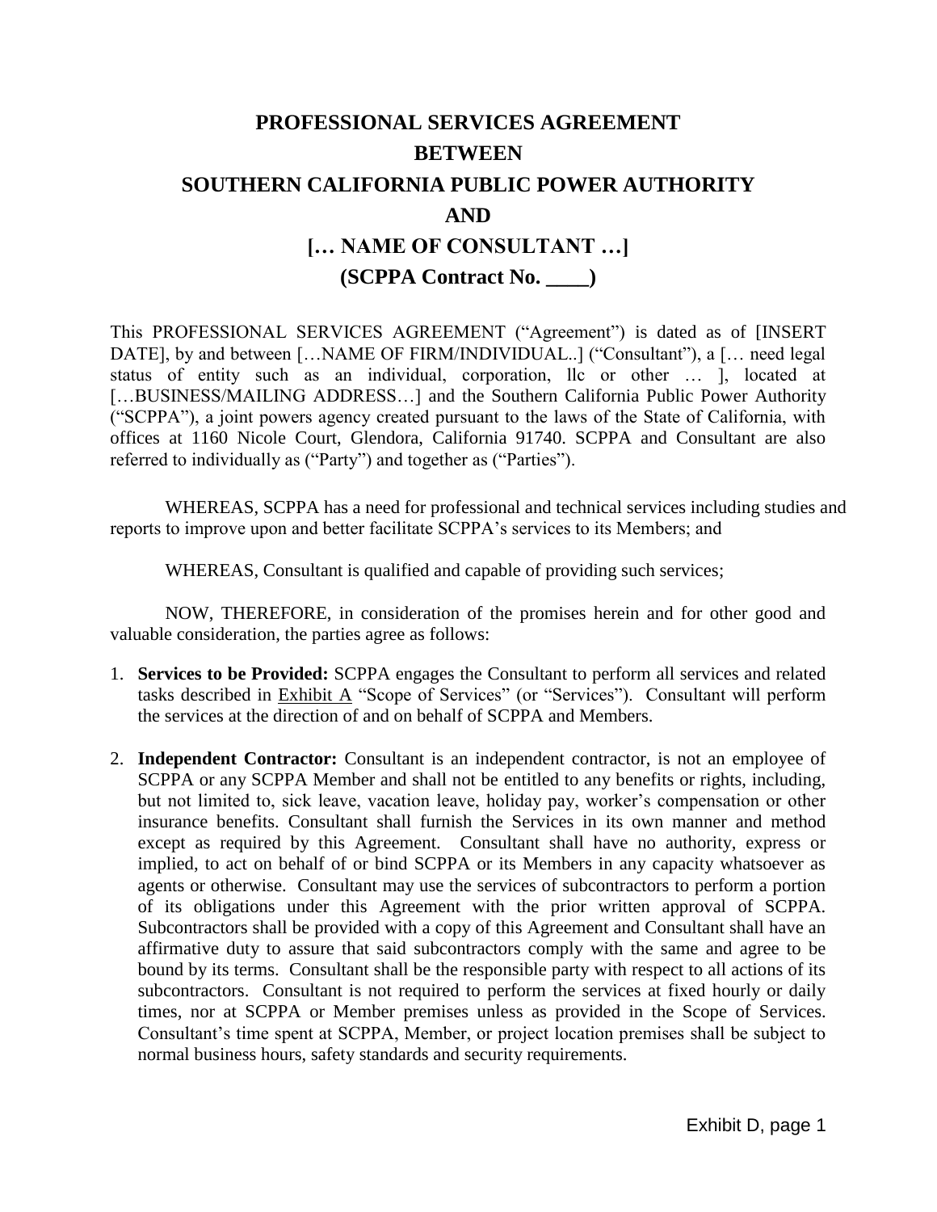# PROFESSIONAL SERVICES AGREEMENT
# BETWEEN
# SOUTHERN CALIFORNIA PUBLIC POWER AUTHORITY
# AND
# [… NAME OF CONSULTANT …]
# (SCPPA Contract No. ____)

This PROFESSIONAL SERVICES AGREEMENT ("Agreement") is dated as of [INSERT DATE], by and between […NAME OF FIRM/INDIVIDUAL..] ("Consultant"), a [… need legal status of entity such as an individual, corporation, llc or other … ], located at […BUSINESS/MAILING ADDRESS…] and the Southern California Public Power Authority ("SCPPA"), a joint powers agency created pursuant to the laws of the State of California, with offices at 1160 Nicole Court, Glendora, California 91740. SCPPA and Consultant are also referred to individually as ("Party") and together as ("Parties").

WHEREAS, SCPPA has a need for professional and technical services including studies and reports to improve upon and better facilitate SCPPA's services to its Members; and

WHEREAS, Consultant is qualified and capable of providing such services;

NOW, THEREFORE, in consideration of the promises herein and for other good and valuable consideration, the parties agree as follows:

1. **Services to be Provided:** SCPPA engages the Consultant to perform all services and related tasks described in Exhibit A "Scope of Services" (or "Services"). Consultant will perform the services at the direction of and on behalf of SCPPA and Members.

2. **Independent Contractor:** Consultant is an independent contractor, is not an employee of SCPPA or any SCPPA Member and shall not be entitled to any benefits or rights, including, but not limited to, sick leave, vacation leave, holiday pay, worker's compensation or other insurance benefits. Consultant shall furnish the Services in its own manner and method except as required by this Agreement. Consultant shall have no authority, express or implied, to act on behalf of or bind SCPPA or its Members in any capacity whatsoever as agents or otherwise. Consultant may use the services of subcontractors to perform a portion of its obligations under this Agreement with the prior written approval of SCPPA. Subcontractors shall be provided with a copy of this Agreement and Consultant shall have an affirmative duty to assure that said subcontractors comply with the same and agree to be bound by its terms. Consultant shall be the responsible party with respect to all actions of its subcontractors. Consultant is not required to perform the services at fixed hourly or daily times, nor at SCPPA or Member premises unless as provided in the Scope of Services. Consultant's time spent at SCPPA, Member, or project location premises shall be subject to normal business hours, safety standards and security requirements.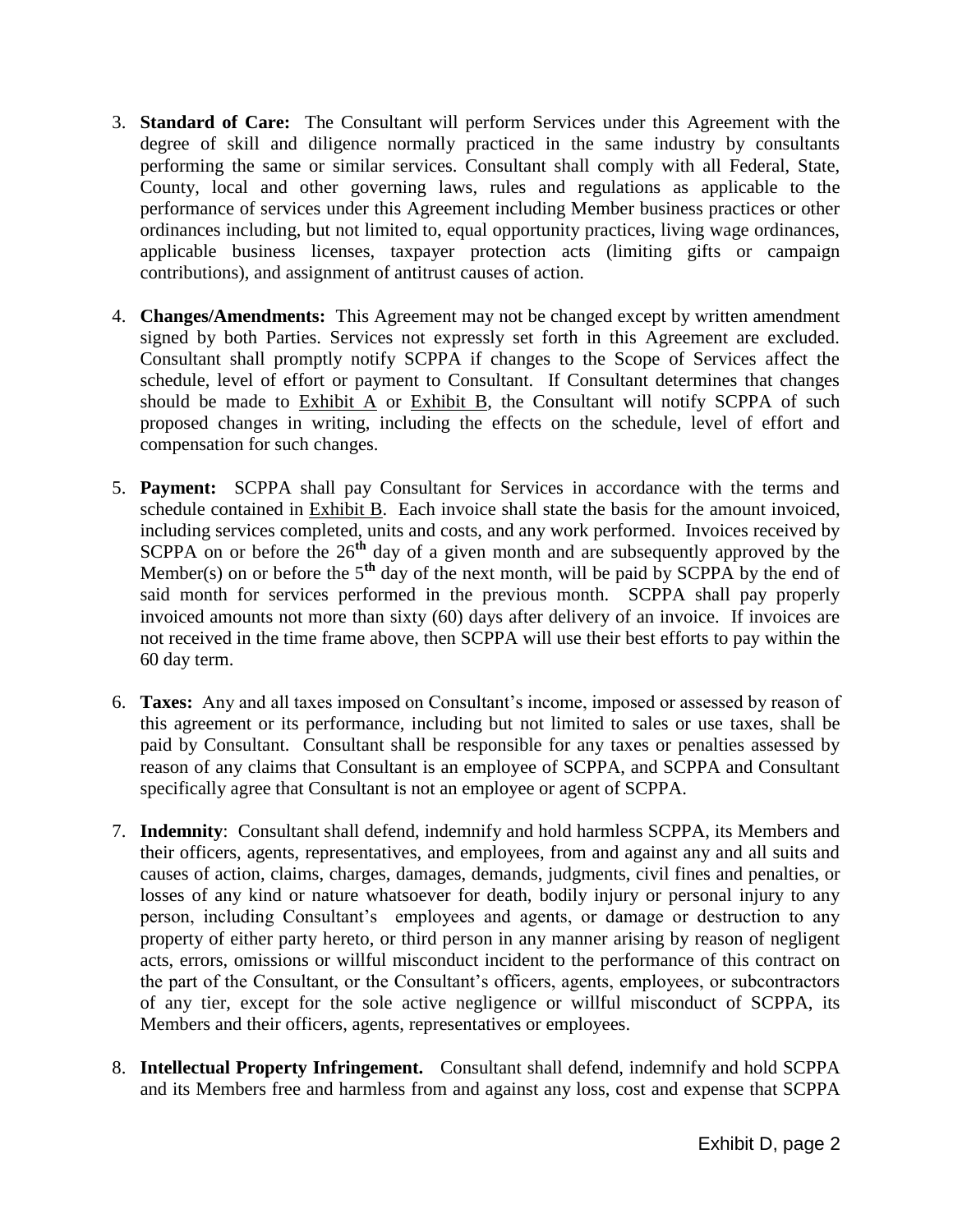3. **Standard of Care:** The Consultant will perform Services under this Agreement with the degree of skill and diligence normally practiced in the same industry by consultants performing the same or similar services. Consultant shall comply with all Federal, State, County, local and other governing laws, rules and regulations as applicable to the performance of services under this Agreement including Member business practices or other ordinances including, but not limited to, equal opportunity practices, living wage ordinances, applicable business licenses, taxpayer protection acts (limiting gifts or campaign contributions), and assignment of antitrust causes of action.

4. **Changes/Amendments:** This Agreement may not be changed except by written amendment signed by both Parties. Services not expressly set forth in this Agreement are excluded. Consultant shall promptly notify SCPPA if changes to the Scope of Services affect the schedule, level of effort or payment to Consultant. If Consultant determines that changes should be made to Exhibit A or Exhibit B, the Consultant will notify SCPPA of such proposed changes in writing, including the effects on the schedule, level of effort and compensation for such changes.

5. **Payment:** SCPPA shall pay Consultant for Services in accordance with the terms and schedule contained in Exhibit B. Each invoice shall state the basis for the amount invoiced, including services completed, units and costs, and any work performed. Invoices received by SCPPA on or before the 26**th** day of a given month and are subsequently approved by the Member(s) on or before the 5**th** day of the next month, will be paid by SCPPA by the end of said month for services performed in the previous month. SCPPA shall pay properly invoiced amounts not more than sixty (60) days after delivery of an invoice. If invoices are not received in the time frame above, then SCPPA will use their best efforts to pay within the 60 day term.

6. **Taxes:** Any and all taxes imposed on Consultant's income, imposed or assessed by reason of this agreement or its performance, including but not limited to sales or use taxes, shall be paid by Consultant. Consultant shall be responsible for any taxes or penalties assessed by reason of any claims that Consultant is an employee of SCPPA, and SCPPA and Consultant specifically agree that Consultant is not an employee or agent of SCPPA.

7. **Indemnity**: Consultant shall defend, indemnify and hold harmless SCPPA, its Members and their officers, agents, representatives, and employees, from and against any and all suits and causes of action, claims, charges, damages, demands, judgments, civil fines and penalties, or losses of any kind or nature whatsoever for death, bodily injury or personal injury to any person, including Consultant's employees and agents, or damage or destruction to any property of either party hereto, or third person in any manner arising by reason of negligent acts, errors, omissions or willful misconduct incident to the performance of this contract on the part of the Consultant, or the Consultant's officers, agents, employees, or subcontractors of any tier, except for the sole active negligence or willful misconduct of SCPPA, its Members and their officers, agents, representatives or employees.

8. **Intellectual Property Infringement.** Consultant shall defend, indemnify and hold SCPPA and its Members free and harmless from and against any loss, cost and expense that SCPPA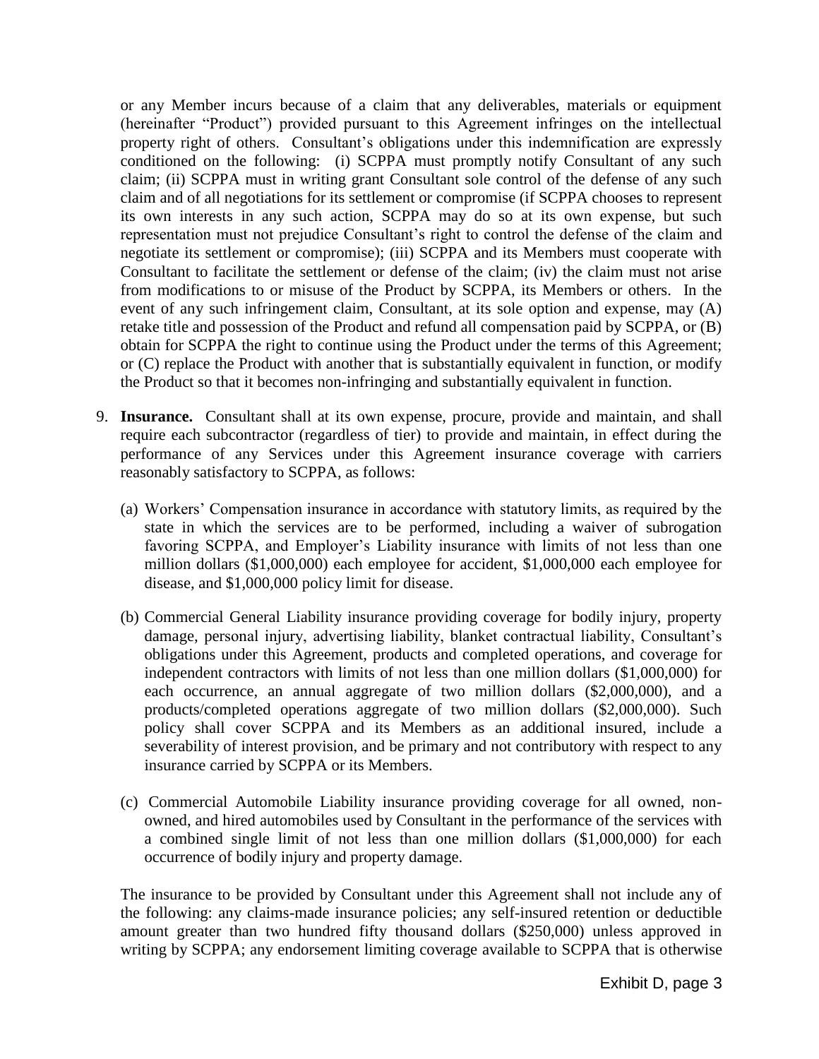or any Member incurs because of a claim that any deliverables, materials or equipment (hereinafter "Product") provided pursuant to this Agreement infringes on the intellectual property right of others. Consultant's obligations under this indemnification are expressly conditioned on the following: (i) SCPPA must promptly notify Consultant of any such claim; (ii) SCPPA must in writing grant Consultant sole control of the defense of any such claim and of all negotiations for its settlement or compromise (if SCPPA chooses to represent its own interests in any such action, SCPPA may do so at its own expense, but such representation must not prejudice Consultant's right to control the defense of the claim and negotiate its settlement or compromise); (iii) SCPPA and its Members must cooperate with Consultant to facilitate the settlement or defense of the claim; (iv) the claim must not arise from modifications to or misuse of the Product by SCPPA, its Members or others. In the event of any such infringement claim, Consultant, at its sole option and expense, may (A) retake title and possession of the Product and refund all compensation paid by SCPPA, or (B) obtain for SCPPA the right to continue using the Product under the terms of this Agreement; or (C) replace the Product with another that is substantially equivalent in function, or modify the Product so that it becomes non-infringing and substantially equivalent in function.

9. **Insurance.** Consultant shall at its own expense, procure, provide and maintain, and shall require each subcontractor (regardless of tier) to provide and maintain, in effect during the performance of any Services under this Agreement insurance coverage with carriers reasonably satisfactory to SCPPA, as follows:

   (a) Workers' Compensation insurance in accordance with statutory limits, as required by the state in which the services are to be performed, including a waiver of subrogation favoring SCPPA, and Employer's Liability insurance with limits of not less than one million dollars ($1,000,000) each employee for accident, $1,000,000 each employee for disease, and $1,000,000 policy limit for disease.

   (b) Commercial General Liability insurance providing coverage for bodily injury, property damage, personal injury, advertising liability, blanket contractual liability, Consultant's obligations under this Agreement, products and completed operations, and coverage for independent contractors with limits of not less than one million dollars ($1,000,000) for each occurrence, an annual aggregate of two million dollars ($2,000,000), and a products/completed operations aggregate of two million dollars ($2,000,000). Such policy shall cover SCPPA and its Members as an additional insured, include a severability of interest provision, and be primary and not contributory with respect to any insurance carried by SCPPA or its Members.

   (c) Commercial Automobile Liability insurance providing coverage for all owned, non-owned, and hired automobiles used by Consultant in the performance of the services with a combined single limit of not less than one million dollars ($1,000,000) for each occurrence of bodily injury and property damage.

   The insurance to be provided by Consultant under this Agreement shall not include any of the following: any claims-made insurance policies; any self-insured retention or deductible amount greater than two hundred fifty thousand dollars ($250,000) unless approved in writing by SCPPA; any endorsement limiting coverage available to SCPPA that is otherwise

Exhibit D, page 3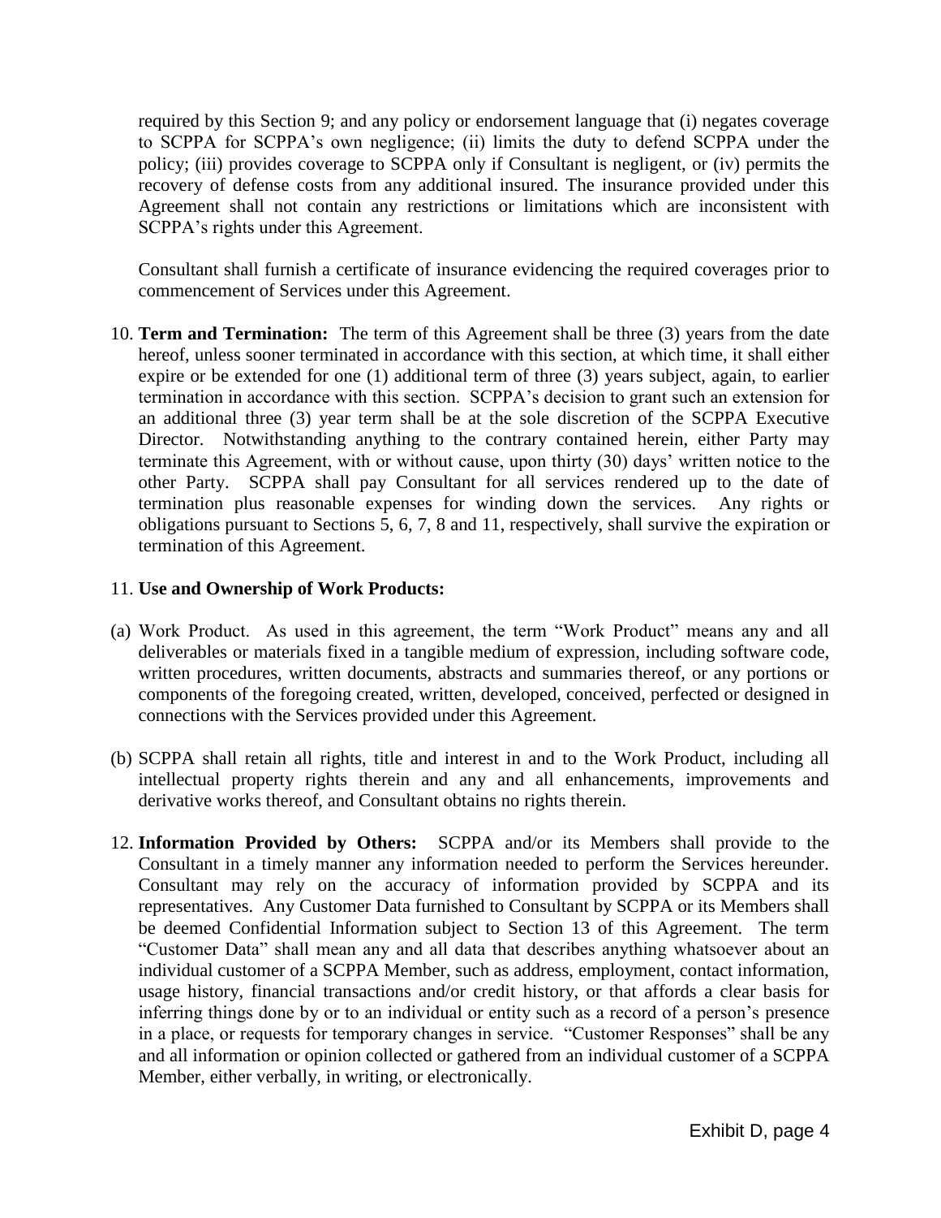required by this Section 9; and any policy or endorsement language that (i) negates coverage to SCPPA for SCPPA's own negligence; (ii) limits the duty to defend SCPPA under the policy; (iii) provides coverage to SCPPA only if Consultant is negligent, or (iv) permits the recovery of defense costs from any additional insured. The insurance provided under this Agreement shall not contain any restrictions or limitations which are inconsistent with SCPPA's rights under this Agreement.

Consultant shall furnish a certificate of insurance evidencing the required coverages prior to commencement of Services under this Agreement.

10. **Term and Termination:** The term of this Agreement shall be three (3) years from the date hereof, unless sooner terminated in accordance with this section, at which time, it shall either expire or be extended for one (1) additional term of three (3) years subject, again, to earlier termination in accordance with this section. SCPPA's decision to grant such an extension for an additional three (3) year term shall be at the sole discretion of the SCPPA Executive Director. Notwithstanding anything to the contrary contained herein, either Party may terminate this Agreement, with or without cause, upon thirty (30) days' written notice to the other Party. SCPPA shall pay Consultant for all services rendered up to the date of termination plus reasonable expenses for winding down the services. Any rights or obligations pursuant to Sections 5, 6, 7, 8 and 11, respectively, shall survive the expiration or termination of this Agreement.

11. **Use and Ownership of Work Products:**

(a) Work Product. As used in this agreement, the term "Work Product" means any and all deliverables or materials fixed in a tangible medium of expression, including software code, written procedures, written documents, abstracts and summaries thereof, or any portions or components of the foregoing created, written, developed, conceived, perfected or designed in connections with the Services provided under this Agreement.

(b) SCPPA shall retain all rights, title and interest in and to the Work Product, including all intellectual property rights therein and any and all enhancements, improvements and derivative works thereof, and Consultant obtains no rights therein.

12. **Information Provided by Others:** SCPPA and/or its Members shall provide to the Consultant in a timely manner any information needed to perform the Services hereunder. Consultant may rely on the accuracy of information provided by SCPPA and its representatives. Any Customer Data furnished to Consultant by SCPPA or its Members shall be deemed Confidential Information subject to Section 13 of this Agreement. The term "Customer Data" shall mean any and all data that describes anything whatsoever about an individual customer of a SCPPA Member, such as address, employment, contact information, usage history, financial transactions and/or credit history, or that affords a clear basis for inferring things done by or to an individual or entity such as a record of a person's presence in a place, or requests for temporary changes in service. "Customer Responses" shall be any and all information or opinion collected or gathered from an individual customer of a SCPPA Member, either verbally, in writing, or electronically.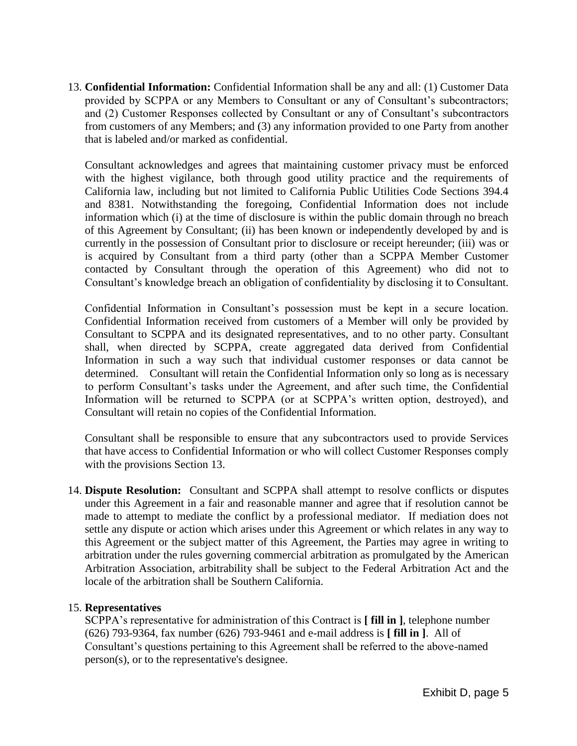13. **Confidential Information:** Confidential Information shall be any and all: (1) Customer Data provided by SCPPA or any Members to Consultant or any of Consultant's subcontractors; and (2) Customer Responses collected by Consultant or any of Consultant's subcontractors from customers of any Members; and (3) any information provided to one Party from another that is labeled and/or marked as confidential.

    Consultant acknowledges and agrees that maintaining customer privacy must be enforced with the highest vigilance, both through good utility practice and the requirements of California law, including but not limited to California Public Utilities Code Sections 394.4 and 8381. Notwithstanding the foregoing, Confidential Information does not include information which (i) at the time of disclosure is within the public domain through no breach of this Agreement by Consultant; (ii) has been known or independently developed by and is currently in the possession of Consultant prior to disclosure or receipt hereunder; (iii) was or is acquired by Consultant from a third party (other than a SCPPA Member Customer contacted by Consultant through the operation of this Agreement) who did not to Consultant's knowledge breach an obligation of confidentiality by disclosing it to Consultant.

    Confidential Information in Consultant's possession must be kept in a secure location. Confidential Information received from customers of a Member will only be provided by Consultant to SCPPA and its designated representatives, and to no other party. Consultant shall, when directed by SCPPA, create aggregated data derived from Confidential Information in such a way such that individual customer responses or data cannot be determined. Consultant will retain the Confidential Information only so long as is necessary to perform Consultant's tasks under the Agreement, and after such time, the Confidential Information will be returned to SCPPA (or at SCPPA's written option, destroyed), and Consultant will retain no copies of the Confidential Information.

    Consultant shall be responsible to ensure that any subcontractors used to provide Services that have access to Confidential Information or who will collect Customer Responses comply with the provisions Section 13.

14. **Dispute Resolution:** Consultant and SCPPA shall attempt to resolve conflicts or disputes under this Agreement in a fair and reasonable manner and agree that if resolution cannot be made to attempt to mediate the conflict by a professional mediator. If mediation does not settle any dispute or action which arises under this Agreement or which relates in any way to this Agreement or the subject matter of this Agreement, the Parties may agree in writing to arbitration under the rules governing commercial arbitration as promulgated by the American Arbitration Association, arbitrability shall be subject to the Federal Arbitration Act and the locale of the arbitration shall be Southern California.

15. **Representatives**
    SCPPA's representative for administration of this Contract is **[ fill in ]**, telephone number (626) 793-9364, fax number (626) 793-9461 and e-mail address is **[ fill in ]**. All of Consultant's questions pertaining to this Agreement shall be referred to the above-named person(s), or to the representative's designee.

Exhibit D, page 5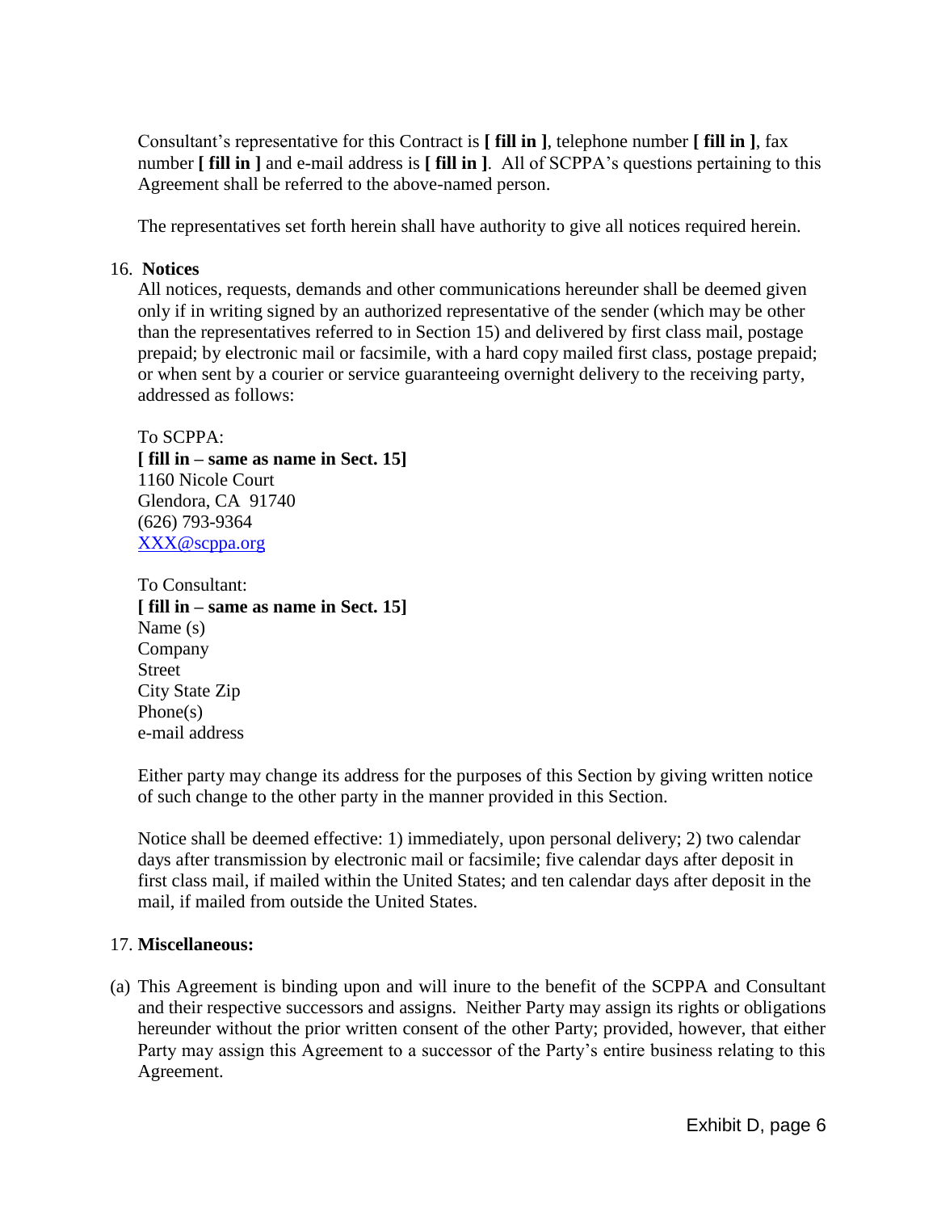Consultant's representative for this Contract is **[ fill in ]**, telephone number **[ fill in ]**, fax number **[ fill in ]** and e-mail address is **[ fill in ]**. All of SCPPA's questions pertaining to this Agreement shall be referred to the above-named person.

The representatives set forth herein shall have authority to give all notices required herein.

16. **Notices**

All notices, requests, demands and other communications hereunder shall be deemed given only if in writing signed by an authorized representative of the sender (which may be other than the representatives referred to in Section 15) and delivered by first class mail, postage prepaid; by electronic mail or facsimile, with a hard copy mailed first class, postage prepaid; or when sent by a courier or service guaranteeing overnight delivery to the receiving party, addressed as follows:

To SCPPA:
**[ fill in – same as name in Sect. 15]**
1160 Nicole Court
Glendora, CA 91740
(626) 793-9364
XXX@scppa.org

To Consultant:
**[ fill in – same as name in Sect. 15]**
Name (s)
Company
Street
City State Zip
Phone(s)
e-mail address

Either party may change its address for the purposes of this Section by giving written notice of such change to the other party in the manner provided in this Section.

Notice shall be deemed effective: 1) immediately, upon personal delivery; 2) two calendar days after transmission by electronic mail or facsimile; five calendar days after deposit in first class mail, if mailed within the United States; and ten calendar days after deposit in the mail, if mailed from outside the United States.

17. **Miscellaneous:**

(a) This Agreement is binding upon and will inure to the benefit of the SCPPA and Consultant and their respective successors and assigns. Neither Party may assign its rights or obligations hereunder without the prior written consent of the other Party; provided, however, that either Party may assign this Agreement to a successor of the Party's entire business relating to this Agreement.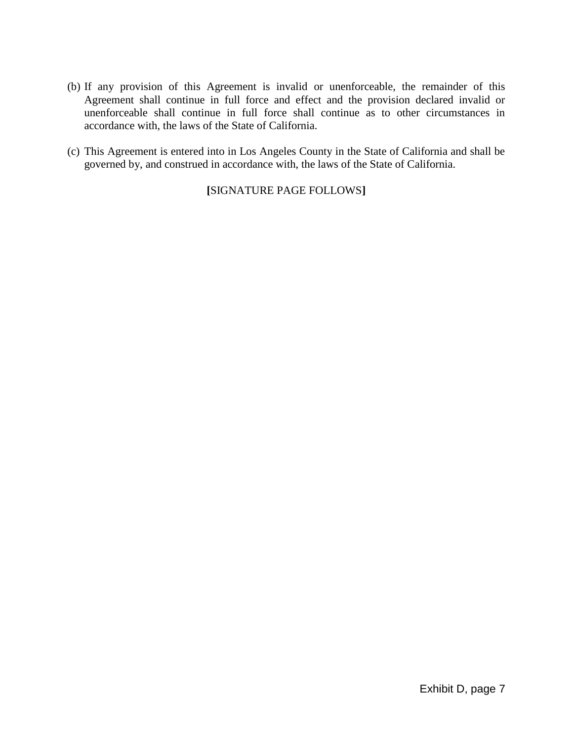(b) If any provision of this Agreement is invalid or unenforceable, the remainder of this Agreement shall continue in full force and effect and the provision declared invalid or unenforceable shall continue in full force shall continue as to other circumstances in accordance with, the laws of the State of California.

(c) This Agreement is entered into in Los Angeles County in the State of California and shall be governed by, and construed in accordance with, the laws of the State of California.

**[**SIGNATURE PAGE FOLLOWS**]**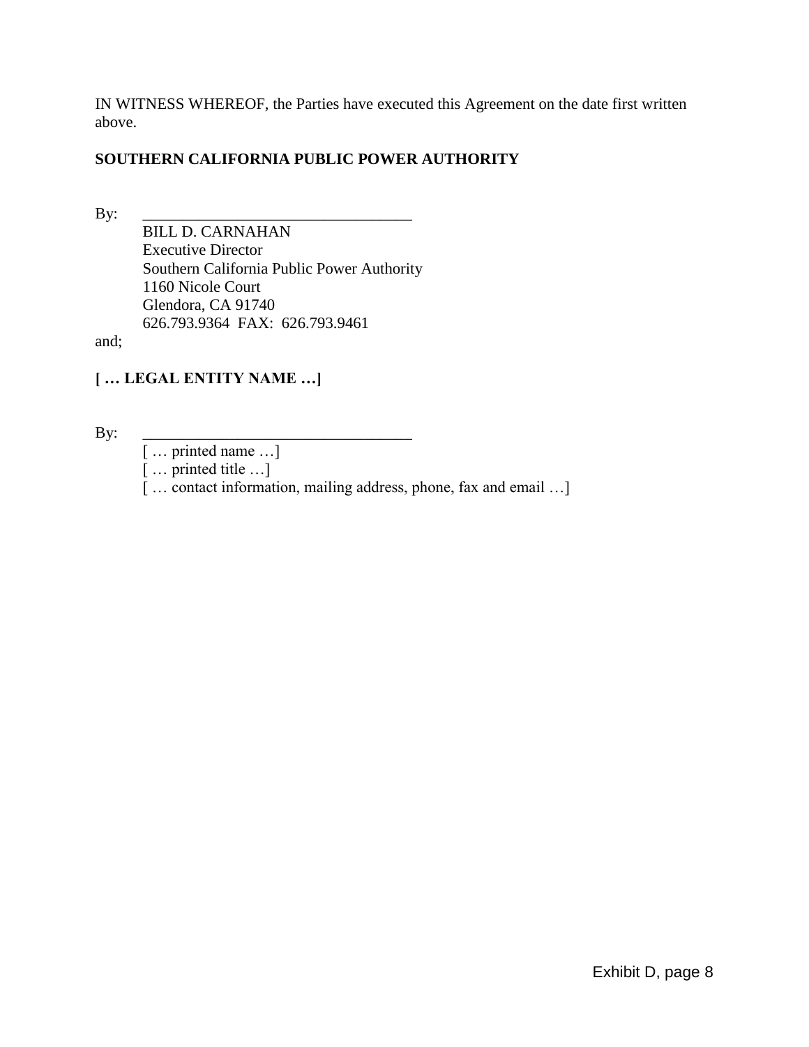IN WITNESS WHEREOF, the Parties have executed this Agreement on the date first written above.

**SOUTHERN CALIFORNIA PUBLIC POWER AUTHORITY**

By: ___________________________________

BILL D. CARNAHAN
Executive Director
Southern California Public Power Authority
1160 Nicole Court
Glendora, CA 91740
626.793.9364 FAX: 626.793.9461

and;

**[ … LEGAL ENTITY NAME …]**

By: ___________________________________

[ … printed name …]
[ … printed title …]
[ … contact information, mailing address, phone, fax and email …]

Exhibit D, page 8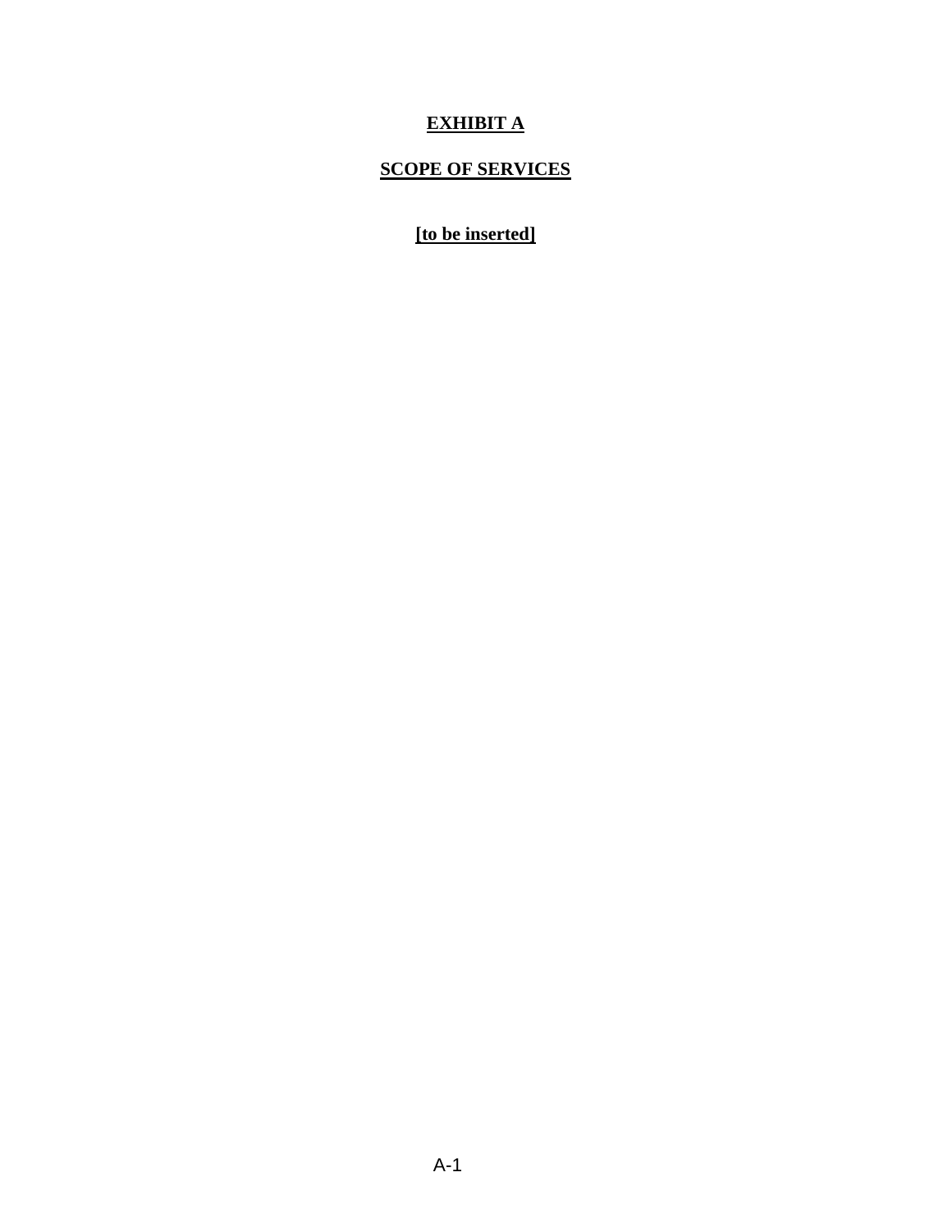# EXHIBIT A

## SCOPE OF SERVICES

**[to be inserted]**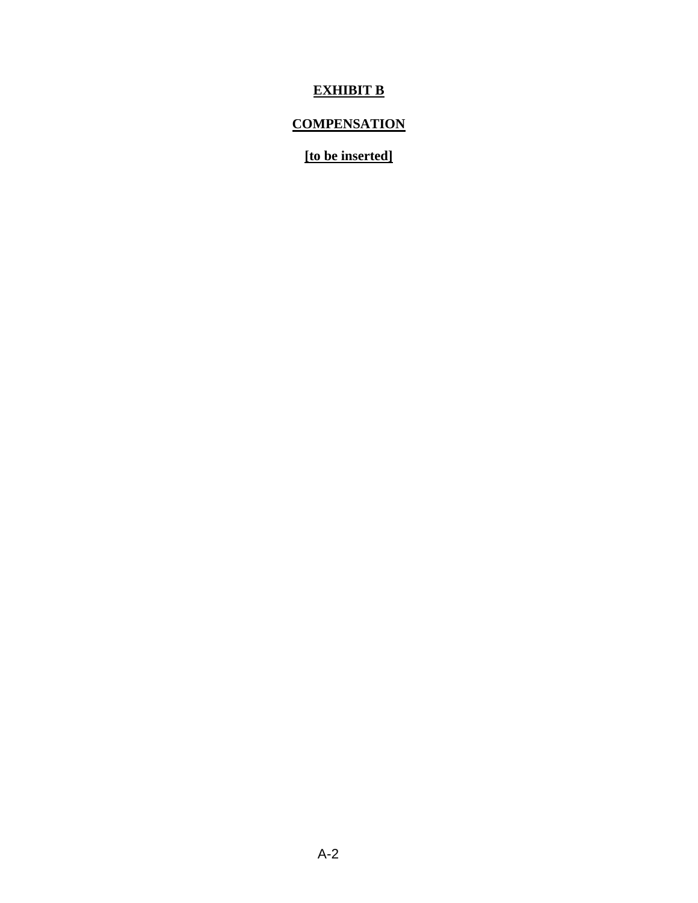# **EXHIBIT B**

## **COMPENSATION**

**[to be inserted]**